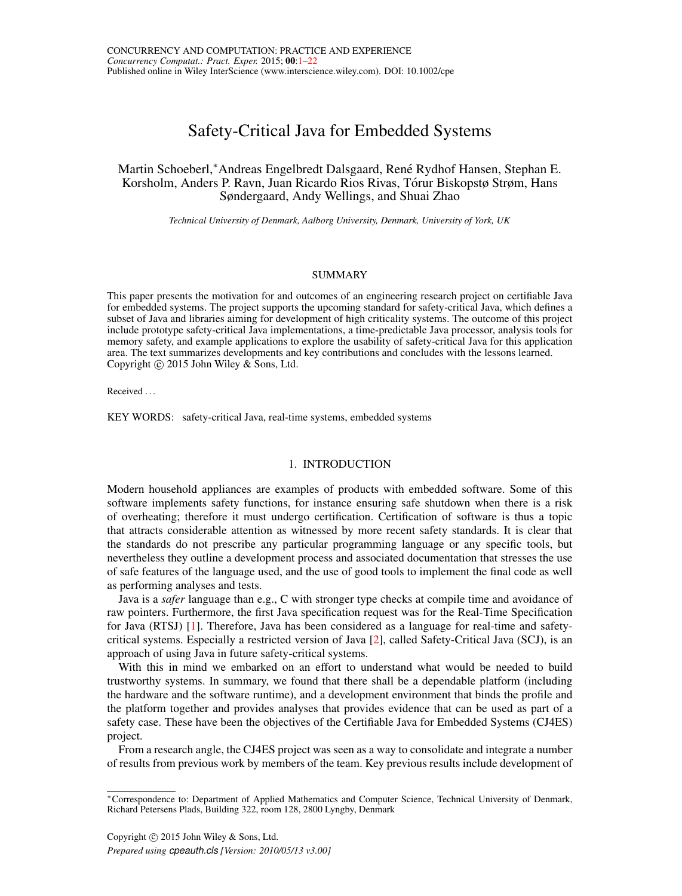# Safety-Critical Java for Embedded Systems

Martin Schoeberl,* Andreas Engelbredt Dalsgaard, René Rydhof Hansen, Stephan E. Korsholm, Anders P. Ravn, Juan Ricardo Rios Rivas, Tórur Biskopstø Strøm, Hans Søndergaard, Andy Wellings, and Shuai Zhao

*Technical University of Denmark, Aalborg University, Denmark, University of York, UK*

## SUMMARY

This paper presents the motivation for and outcomes of an engineering research project on certifiable Java for embedded systems. The project supports the upcoming standard for safety-critical Java, which defines a subset of Java and libraries aiming for development of high criticality systems. The outcome of this project include prototype safety-critical Java implementations, a time-predictable Java processor, analysis tools for memory safety, and example applications to explore the usability of safety-critical Java for this application area. The text summarizes developments and key contributions and concludes with the lessons learned. Copyright © 2015 John Wiley & Sons, Ltd.

Received ...

KEY WORDS: safety-critical Java, real-time systems, embedded systems

## 1. INTRODUCTION

Modern household appliances are examples of products with embedded software. Some of this software implements safety functions, for instance ensuring safe shutdown when there is a risk of overheating; therefore it must undergo certification. Certification of software is thus a topic that attracts considerable attention as witnessed by more recent safety standards. It is clear that the standards do not prescribe any particular programming language or any specific tools, but nevertheless they outline a development process and associated documentation that stresses the use of safe features of the language used, and the use of good tools to implement the final code as well as performing analyses and tests.

Java is a *safer* language than e.g., C with stronger type checks at compile time and avoidance of raw pointers. Furthermore, the first Java specification request was for the Real-Time Specification for Java (RTSJ) [1]. Therefore, Java has been considered as a language for real-time and safety-critical systems. Especially a restricted version of Java [2], called Safety-Critical Java (SCJ), is an approach of using Java in future safety-critical systems.

With this in mind we embarked on an effort to understand what would be needed to build trustworthy systems. In summary, we found that there shall be a dependable platform (including the hardware and the software runtime), and a development environment that binds the profile and the platform together and provides analyses that provides evidence that can be used as part of a safety case. These have been the objectives of the Certifiable Java for Embedded Systems (CJ4ES) project.

From a research angle, the CJ4ES project was seen as a way to consolidate and integrate a number of results from previous work by members of the team. Key previous results include development of

*Correspondence to: Department of Applied Mathematics and Computer Science, Technical University of Denmark, Richard Petersens Plads, Building 322, room 128, 2800 Lyngby, Denmark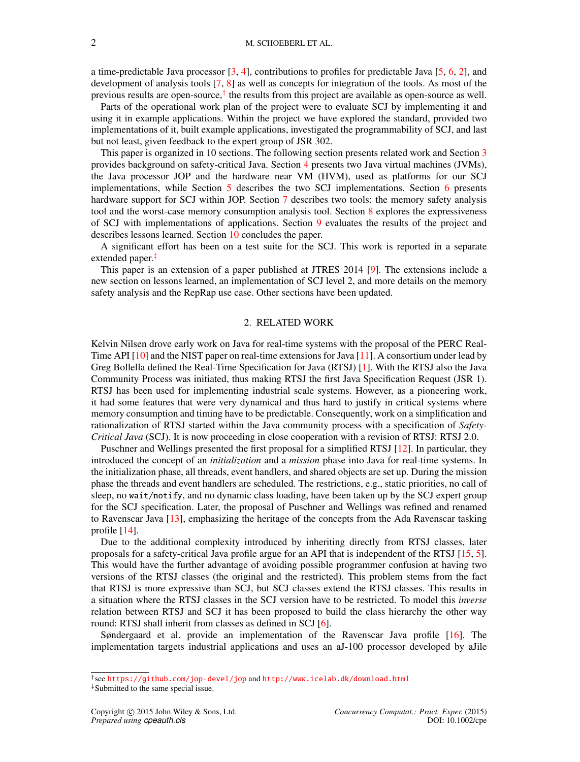a time-predictable Java processor [3, 4], contributions to profiles for predictable Java [5, 6, 2], and development of analysis tools [7, 8] as well as concepts for integration of the tools. As most of the previous results are open-source,[†] the results from this project are available as open-source as well.

Parts of the operational work plan of the project were to evaluate SCJ by implementing it and using it in example applications. Within the project we have explored the standard, provided two implementations of it, built example applications, investigated the programmability of SCJ, and last but not least, given feedback to the expert group of JSR 302.

This paper is organized in 10 sections. The following section presents related work and Section 3 provides background on safety-critical Java. Section 4 presents two Java virtual machines (JVMs), the Java processor JOP and the hardware near VM (HVM), used as platforms for our SCJ implementations, while Section 5 describes the two SCJ implementations. Section 6 presents hardware support for SCJ within JOP. Section 7 describes two tools: the memory safety analysis tool and the worst-case memory consumption analysis tool. Section 8 explores the expressiveness of SCJ with implementations of applications. Section 9 evaluates the results of the project and describes lessons learned. Section 10 concludes the paper.

A significant effort has been on a test suite for the SCJ. This work is reported in a separate extended paper.[‡]

This paper is an extension of a paper published at JTRES 2014 [9]. The extensions include a new section on lessons learned, an implementation of SCJ level 2, and more details on the memory safety analysis and the RepRap use case. Other sections have been updated.

## 2. RELATED WORK

Kelvin Nilsen drove early work on Java for real-time systems with the proposal of the PERC Real-Time API [10] and the NIST paper on real-time extensions for Java [11]. A consortium under lead by Greg Bollella defined the Real-Time Specification for Java (RTSJ) [1]. With the RTSJ also the Java Community Process was initiated, thus making RTSJ the first Java Specification Request (JSR 1). RTSJ has been used for implementing industrial scale systems. However, as a pioneering work, it had some features that were very dynamical and thus hard to justify in critical systems where memory consumption and timing have to be predictable. Consequently, work on a simplification and rationalization of RTSJ started within the Java community process with a specification of *Safety-Critical Java* (SCJ). It is now proceeding in close cooperation with a revision of RTSJ: RTSJ 2.0.

Puschner and Wellings presented the first proposal for a simplified RTSJ [12]. In particular, they introduced the concept of an *initialization* and a *mission* phase into Java for real-time systems. In the initialization phase, all threads, event handlers, and shared objects are set up. During the mission phase the threads and event handlers are scheduled. The restrictions, e.g., static priorities, no call of sleep, no `wait/notify`, and no dynamic class loading, have been taken up by the SCJ expert group for the SCJ specification. Later, the proposal of Puschner and Wellings was refined and renamed to Ravenscar Java [13], emphasizing the heritage of the concepts from the Ada Ravenscar tasking profile [14].

Due to the additional complexity introduced by inheriting directly from RTSJ classes, later proposals for a safety-critical Java profile argue for an API that is independent of the RTSJ [15, 5]. This would have the further advantage of avoiding possible programmer confusion at having two versions of the RTSJ classes (the original and the restricted). This problem stems from the fact that RTSJ is more expressive than SCJ, but SCJ classes extend the RTSJ classes. This results in a situation where the RTSJ classes in the SCJ version have to be restricted. To model this *inverse* relation between RTSJ and SCJ it has been proposed to build the class hierarchy the other way round: RTSJ shall inherit from classes as defined in SCJ [6].

Søndergaard et al. provide an implementation of the Ravenscar Java profile [16]. The implementation targets industrial applications and uses an aJ-100 processor developed by aJile

[†] see https://github.com/jop-devel/jop and http://www.icelab.dk/download.html

[‡] Submitted to the same special issue.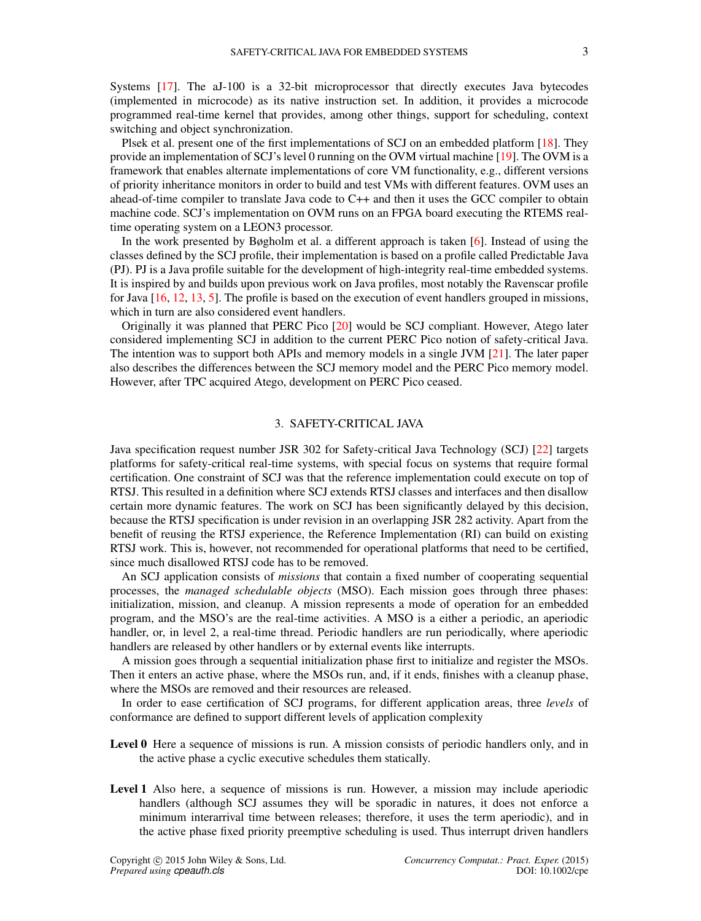Systems [17]. The aJ-100 is a 32-bit microprocessor that directly executes Java bytecodes (implemented in microcode) as its native instruction set. In addition, it provides a microcode programmed real-time kernel that provides, among other things, support for scheduling, context switching and object synchronization.

Plsek et al. present one of the first implementations of SCJ on an embedded platform [18]. They provide an implementation of SCJ's level 0 running on the OVM virtual machine [19]. The OVM is a framework that enables alternate implementations of core VM functionality, e.g., different versions of priority inheritance monitors in order to build and test VMs with different features. OVM uses an ahead-of-time compiler to translate Java code to C++ and then it uses the GCC compiler to obtain machine code. SCJ's implementation on OVM runs on an FPGA board executing the RTEMS real-time operating system on a LEON3 processor.

In the work presented by Bøgholm et al. a different approach is taken [6]. Instead of using the classes defined by the SCJ profile, their implementation is based on a profile called Predictable Java (PJ). PJ is a Java profile suitable for the development of high-integrity real-time embedded systems. It is inspired by and builds upon previous work on Java profiles, most notably the Ravenscar profile for Java [16, 12, 13, 5]. The profile is based on the execution of event handlers grouped in missions, which in turn are also considered event handlers.

Originally it was planned that PERC Pico [20] would be SCJ compliant. However, Atego later considered implementing SCJ in addition to the current PERC Pico notion of safety-critical Java. The intention was to support both APIs and memory models in a single JVM [21]. The later paper also describes the differences between the SCJ memory model and the PERC Pico memory model. However, after TPC acquired Atego, development on PERC Pico ceased.

## 3. SAFETY-CRITICAL JAVA

Java specification request number JSR 302 for Safety-critical Java Technology (SCJ) [22] targets platforms for safety-critical real-time systems, with special focus on systems that require formal certification. One constraint of SCJ was that the reference implementation could execute on top of RTSJ. This resulted in a definition where SCJ extends RTSJ classes and interfaces and then disallow certain more dynamic features. The work on SCJ has been significantly delayed by this decision, because the RTSJ specification is under revision in an overlapping JSR 282 activity. Apart from the benefit of reusing the RTSJ experience, the Reference Implementation (RI) can build on existing RTSJ work. This is, however, not recommended for operational platforms that need to be certified, since much disallowed RTSJ code has to be removed.

An SCJ application consists of *missions* that contain a fixed number of cooperating sequential processes, the *managed schedulable objects* (MSO). Each mission goes through three phases: initialization, mission, and cleanup. A mission represents a mode of operation for an embedded program, and the MSO's are the real-time activities. A MSO is a either a periodic, an aperiodic handler, or, in level 2, a real-time thread. Periodic handlers are run periodically, where aperiodic handlers are released by other handlers or by external events like interrupts.

A mission goes through a sequential initialization phase first to initialize and register the MSOs. Then it enters an active phase, where the MSOs run, and, if it ends, finishes with a cleanup phase, where the MSOs are removed and their resources are released.

In order to ease certification of SCJ programs, for different application areas, three *levels* of conformance are defined to support different levels of application complexity

**Level 0** Here a sequence of missions is run. A mission consists of periodic handlers only, and in the active phase a cyclic executive schedules them statically.

**Level 1** Also here, a sequence of missions is run. However, a mission may include aperiodic handlers (although SCJ assumes they will be sporadic in natures, it does not enforce a minimum interarrival time between releases; therefore, it uses the term aperiodic), and in the active phase fixed priority preemptive scheduling is used. Thus interrupt driven handlers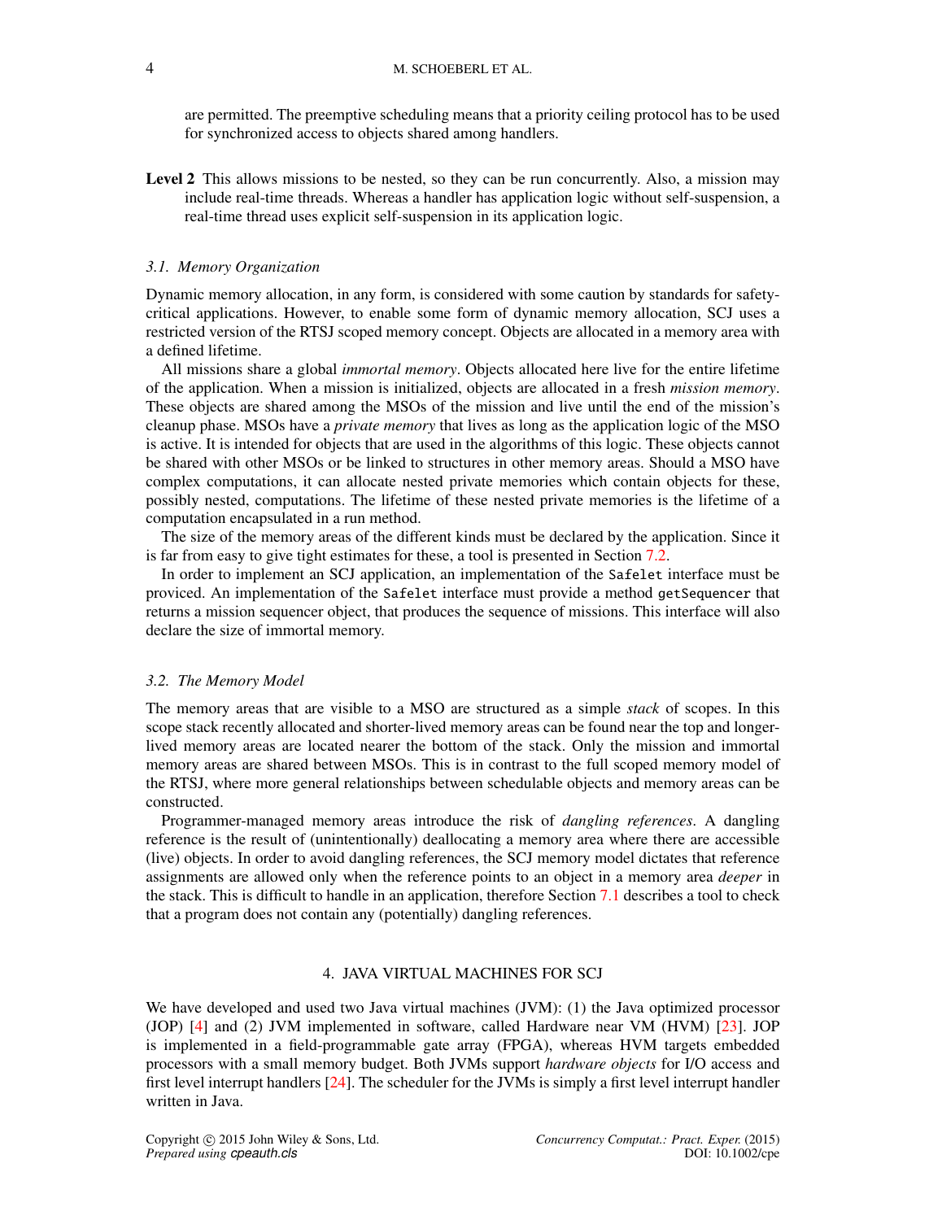are permitted. The preemptive scheduling means that a priority ceiling protocol has to be used for synchronized access to objects shared among handlers.

**Level 2** This allows missions to be nested, so they can be run concurrently. Also, a mission may include real-time threads. Whereas a handler has application logic without self-suspension, a real-time thread uses explicit self-suspension in its application logic.

### 3.1. *Memory Organization*

Dynamic memory allocation, in any form, is considered with some caution by standards for safety-critical applications. However, to enable some form of dynamic memory allocation, SCJ uses a restricted version of the RTSJ scoped memory concept. Objects are allocated in a memory area with a defined lifetime.

All missions share a global *immortal memory*. Objects allocated here live for the entire lifetime of the application. When a mission is initialized, objects are allocated in a fresh *mission memory*. These objects are shared among the MSOs of the mission and live until the end of the mission's cleanup phase. MSOs have a *private memory* that lives as long as the application logic of the MSO is active. It is intended for objects that are used in the algorithms of this logic. These objects cannot be shared with other MSOs or be linked to structures in other memory areas. Should a MSO have complex computations, it can allocate nested private memories which contain objects for these, possibly nested, computations. The lifetime of these nested private memories is the lifetime of a computation encapsulated in a run method.

The size of the memory areas of the different kinds must be declared by the application. Since it is far from easy to give tight estimates for these, a tool is presented in Section 7.2.

In order to implement an SCJ application, an implementation of the `Safelet` interface must be proviced. An implementation of the `Safelet` interface must provide a method `getSequencer` that returns a mission sequencer object, that produces the sequence of missions. This interface will also declare the size of immortal memory.

### 3.2. *The Memory Model*

The memory areas that are visible to a MSO are structured as a simple *stack* of scopes. In this scope stack recently allocated and shorter-lived memory areas can be found near the top and longer-lived memory areas are located nearer the bottom of the stack. Only the mission and immortal memory areas are shared between MSOs. This is in contrast to the full scoped memory model of the RTSJ, where more general relationships between schedulable objects and memory areas can be constructed.

Programmer-managed memory areas introduce the risk of *dangling references*. A dangling reference is the result of (unintentionally) deallocating a memory area where there are accessible (live) objects. In order to avoid dangling references, the SCJ memory model dictates that reference assignments are allowed only when the reference points to an object in a memory area *deeper* in the stack. This is difficult to handle in an application, therefore Section 7.1 describes a tool to check that a program does not contain any (potentially) dangling references.

## 4. JAVA VIRTUAL MACHINES FOR SCJ

We have developed and used two Java virtual machines (JVM): (1) the Java optimized processor (JOP) [4] and (2) JVM implemented in software, called Hardware near VM (HVM) [23]. JOP is implemented in a field-programmable gate array (FPGA), whereas HVM targets embedded processors with a small memory budget. Both JVMs support *hardware objects* for I/O access and first level interrupt handlers [24]. The scheduler for the JVMs is simply a first level interrupt handler written in Java.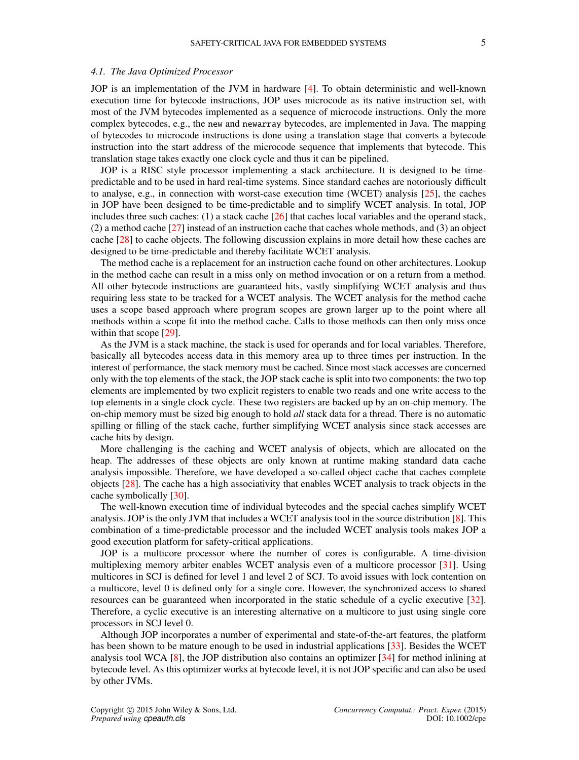### 4.1. The Java Optimized Processor

JOP is an implementation of the JVM in hardware [4]. To obtain deterministic and well-known execution time for bytecode instructions, JOP uses microcode as its native instruction set, with most of the JVM bytecodes implemented as a sequence of microcode instructions. Only the more complex bytecodes, e.g., the `new` and `newarray` bytecodes, are implemented in Java. The mapping of bytecodes to microcode instructions is done using a translation stage that converts a bytecode instruction into the start address of the microcode sequence that implements that bytecode. This translation stage takes exactly one clock cycle and thus it can be pipelined.

JOP is a RISC style processor implementing a stack architecture. It is designed to be time-predictable and to be used in hard real-time systems. Since standard caches are notoriously difficult to analyse, e.g., in connection with worst-case execution time (WCET) analysis [25], the caches in JOP have been designed to be time-predictable and to simplify WCET analysis. In total, JOP includes three such caches: (1) a stack cache [26] that caches local variables and the operand stack, (2) a method cache [27] instead of an instruction cache that caches whole methods, and (3) an object cache [28] to cache objects. The following discussion explains in more detail how these caches are designed to be time-predictable and thereby facilitate WCET analysis.

The method cache is a replacement for an instruction cache found on other architectures. Lookup in the method cache can result in a miss only on method invocation or on a return from a method. All other bytecode instructions are guaranteed hits, vastly simplifying WCET analysis and thus requiring less state to be tracked for a WCET analysis. The WCET analysis for the method cache uses a scope based approach where program scopes are grown larger up to the point where all methods within a scope fit into the method cache. Calls to those methods can then only miss once within that scope [29].

As the JVM is a stack machine, the stack is used for operands and for local variables. Therefore, basically all bytecodes access data in this memory area up to three times per instruction. In the interest of performance, the stack memory must be cached. Since most stack accesses are concerned only with the top elements of the stack, the JOP stack cache is split into two components: the two top elements are implemented by two explicit registers to enable two reads and one write access to the top elements in a single clock cycle. These two registers are backed up by an on-chip memory. The on-chip memory must be sized big enough to hold *all* stack data for a thread. There is no automatic spilling or filling of the stack cache, further simplifying WCET analysis since stack accesses are cache hits by design.

More challenging is the caching and WCET analysis of objects, which are allocated on the heap. The addresses of these objects are only known at runtime making standard data cache analysis impossible. Therefore, we have developed a so-called object cache that caches complete objects [28]. The cache has a high associativity that enables WCET analysis to track objects in the cache symbolically [30].

The well-known execution time of individual bytecodes and the special caches simplify WCET analysis. JOP is the only JVM that includes a WCET analysis tool in the source distribution [8]. This combination of a time-predictable processor and the included WCET analysis tools makes JOP a good execution platform for safety-critical applications.

JOP is a multicore processor where the number of cores is configurable. A time-division multiplexing memory arbiter enables WCET analysis even of a multicore processor [31]. Using multicores in SCJ is defined for level 1 and level 2 of SCJ. To avoid issues with lock contention on a multicore, level 0 is defined only for a single core. However, the synchronized access to shared resources can be guaranteed when incorporated in the static schedule of a cyclic executive [32]. Therefore, a cyclic executive is an interesting alternative on a multicore to just using single core processors in SCJ level 0.

Although JOP incorporates a number of experimental and state-of-the-art features, the platform has been shown to be mature enough to be used in industrial applications [33]. Besides the WCET analysis tool WCA [8], the JOP distribution also contains an optimizer [34] for method inlining at bytecode level. As this optimizer works at bytecode level, it is not JOP specific and can also be used by other JVMs.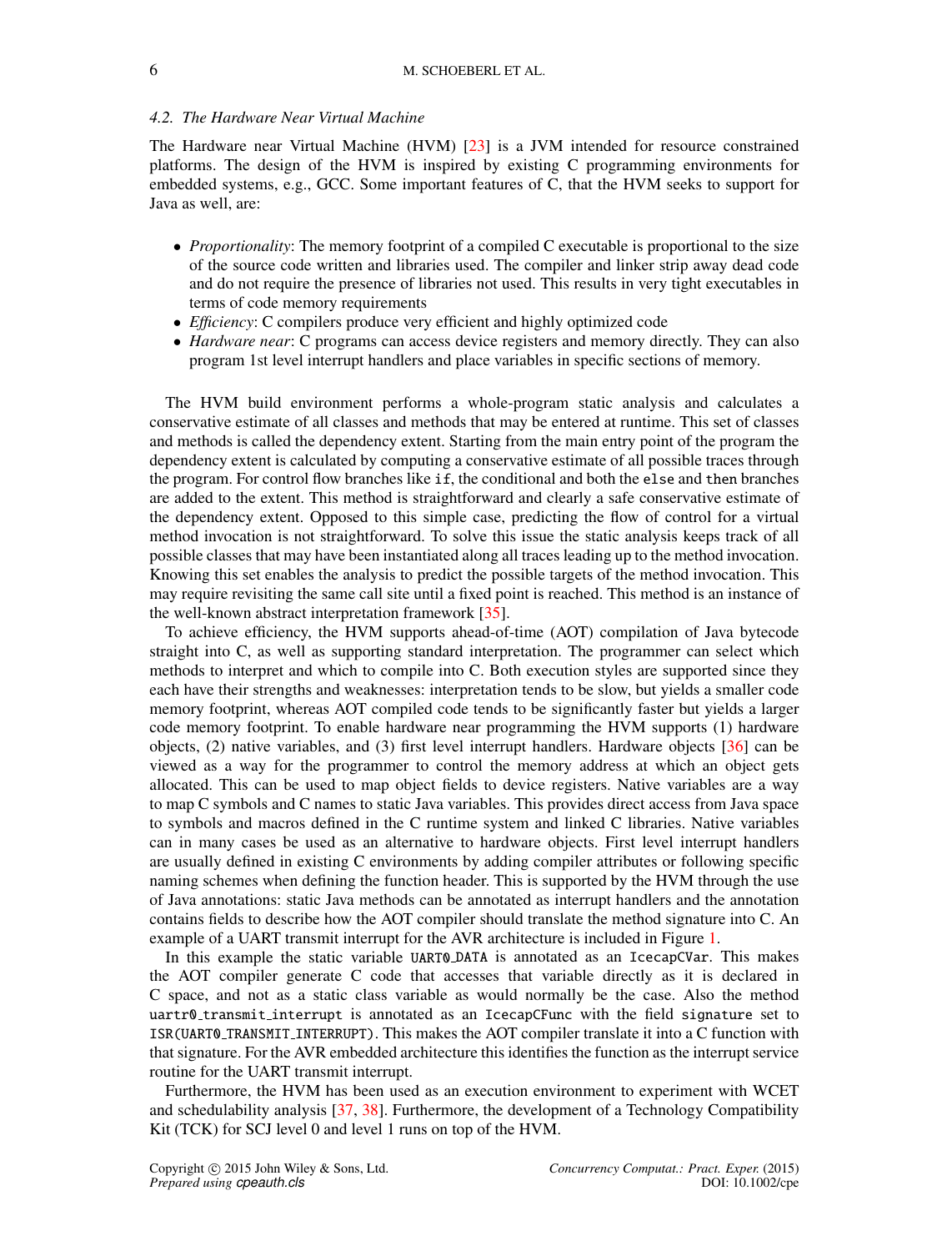### 4.2. The Hardware Near Virtual Machine

The Hardware near Virtual Machine (HVM) [23] is a JVM intended for resource constrained platforms. The design of the HVM is inspired by existing C programming environments for embedded systems, e.g., GCC. Some important features of C, that the HVM seeks to support for Java as well, are:

- *Proportionality*: The memory footprint of a compiled C executable is proportional to the size of the source code written and libraries used. The compiler and linker strip away dead code and do not require the presence of libraries not used. This results in very tight executables in terms of code memory requirements
- *Efficiency*: C compilers produce very efficient and highly optimized code
- *Hardware near*: C programs can access device registers and memory directly. They can also program 1st level interrupt handlers and place variables in specific sections of memory.

The HVM build environment performs a whole-program static analysis and calculates a conservative estimate of all classes and methods that may be entered at runtime. This set of classes and methods is called the dependency extent. Starting from the main entry point of the program the dependency extent is calculated by computing a conservative estimate of all possible traces through the program. For control flow branches like `if`, the conditional and both the `else` and `then` branches are added to the extent. This method is straightforward and clearly a safe conservative estimate of the dependency extent. Opposed to this simple case, predicting the flow of control for a virtual method invocation is not straightforward. To solve this issue the static analysis keeps track of all possible classes that may have been instantiated along all traces leading up to the method invocation. Knowing this set enables the analysis to predict the possible targets of the method invocation. This may require revisiting the same call site until a fixed point is reached. This method is an instance of the well-known abstract interpretation framework [35].

To achieve efficiency, the HVM supports ahead-of-time (AOT) compilation of Java bytecode straight into C, as well as supporting standard interpretation. The programmer can select which methods to interpret and which to compile into C. Both execution styles are supported since they each have their strengths and weaknesses: interpretation tends to be slow, but yields a smaller code memory footprint, whereas AOT compiled code tends to be significantly faster but yields a larger code memory footprint. To enable hardware near programming the HVM supports (1) hardware objects, (2) native variables, and (3) first level interrupt handlers. Hardware objects [36] can be viewed as a way for the programmer to control the memory address at which an object gets allocated. This can be used to map object fields to device registers. Native variables are a way to map C symbols and C names to static Java variables. This provides direct access from Java space to symbols and macros defined in the C runtime system and linked C libraries. Native variables can in many cases be used as an alternative to hardware objects. First level interrupt handlers are usually defined in existing C environments by adding compiler attributes or following specific naming schemes when defining the function header. This is supported by the HVM through the use of Java annotations: static Java methods can be annotated as interrupt handlers and the annotation contains fields to describe how the AOT compiler should translate the method signature into C. An example of a UART transmit interrupt for the AVR architecture is included in Figure 1.

In this example the static variable `UART0_DATA` is annotated as an `IcecapCVar`. This makes the AOT compiler generate C code that accesses that variable directly as it is declared in C space, and not as a static class variable as would normally be the case. Also the method `uartr0_transmit_interrupt` is annotated as an `IcecapCFunc` with the field `signature` set to `ISR(UART0_TRANSMIT_INTERRUPT)`. This makes the AOT compiler translate it into a C function with that signature. For the AVR embedded architecture this identifies the function as the interrupt service routine for the UART transmit interrupt.

Furthermore, the HVM has been used as an execution environment to experiment with WCET and schedulability analysis [37, 38]. Furthermore, the development of a Technology Compatibility Kit (TCK) for SCJ level 0 and level 1 runs on top of the HVM.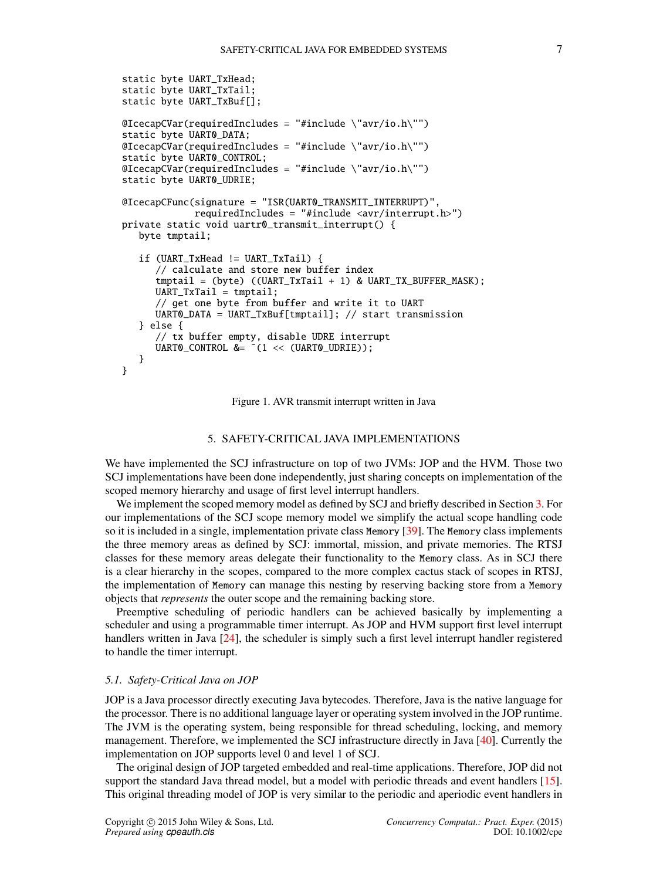```
static byte UART_TxHead;
static byte UART_TxTail;
static byte UART_TxBuf[];

@IcecapCVar(requiredIncludes = "#include \"avr/io.h\"")
static byte UART0_DATA;
@IcecapCVar(requiredIncludes = "#include \"avr/io.h\"")
static byte UART0_CONTROL;
@IcecapCVar(requiredIncludes = "#include \"avr/io.h\"")
static byte UART0_UDRIE;

@IcecapCFunc(signature = "ISR(UART0_TRANSMIT_INTERRUPT)",
             requiredIncludes = "#include <avr/interrupt.h>")
private static void uartr0_transmit_interrupt() {
   byte tmptail;

   if (UART_TxHead != UART_TxTail) {
      // calculate and store new buffer index
      tmptail = (byte) ((UART_TxTail + 1) & UART_TX_BUFFER_MASK);
      UART_TxTail = tmptail;
      // get one byte from buffer and write it to UART
      UART0_DATA = UART_TxBuf[tmptail]; // start transmission
   } else {
      // tx buffer empty, disable UDRE interrupt
      UART0_CONTROL &= ~(1 << (UART0_UDRIE));
   }
}
```

Figure 1. AVR transmit interrupt written in Java

## 5. SAFETY-CRITICAL JAVA IMPLEMENTATIONS

We have implemented the SCJ infrastructure on top of two JVMs: JOP and the HVM. Those two SCJ implementations have been done independently, just sharing concepts on implementation of the scoped memory hierarchy and usage of first level interrupt handlers.

We implement the scoped memory model as defined by SCJ and briefly described in Section 3. For our implementations of the SCJ scope memory model we simplify the actual scope handling code so it is included in a single, implementation private class `Memory` [39]. The `Memory` class implements the three memory areas as defined by SCJ: immortal, mission, and private memories. The RTSJ classes for these memory areas delegate their functionality to the `Memory` class. As in SCJ there is a clear hierarchy in the scopes, compared to the more complex cactus stack of scopes in RTSJ, the implementation of `Memory` can manage this nesting by reserving backing store from a `Memory` objects that *represents* the outer scope and the remaining backing store.

Preemptive scheduling of periodic handlers can be achieved basically by implementing a scheduler and using a programmable timer interrupt. As JOP and HVM support first level interrupt handlers written in Java [24], the scheduler is simply such a first level interrupt handler registered to handle the timer interrupt.

### 5.1. Safety-Critical Java on JOP

JOP is a Java processor directly executing Java bytecodes. Therefore, Java is the native language for the processor. There is no additional language layer or operating system involved in the JOP runtime. The JVM is the operating system, being responsible for thread scheduling, locking, and memory management. Therefore, we implemented the SCJ infrastructure directly in Java [40]. Currently the implementation on JOP supports level 0 and level 1 of SCJ.

The original design of JOP targeted embedded and real-time applications. Therefore, JOP did not support the standard Java thread model, but a model with periodic threads and event handlers [15]. This original threading model of JOP is very similar to the periodic and aperiodic event handlers in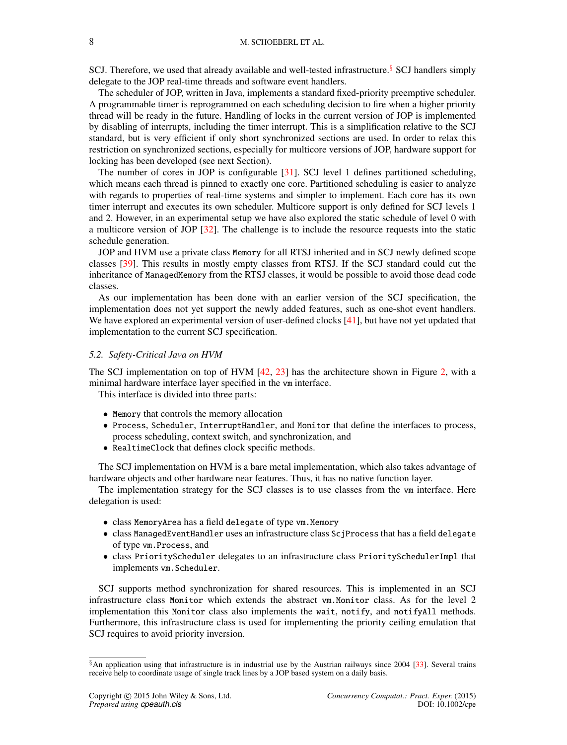SCJ. Therefore, we used that already available and well-tested infrastructure.[§] SCJ handlers simply delegate to the JOP real-time threads and software event handlers.

The scheduler of JOP, written in Java, implements a standard fixed-priority preemptive scheduler. A programmable timer is reprogrammed on each scheduling decision to fire when a higher priority thread will be ready in the future. Handling of locks in the current version of JOP is implemented by disabling of interrupts, including the timer interrupt. This is a simplification relative to the SCJ standard, but is very efficient if only short synchronized sections are used. In order to relax this restriction on synchronized sections, especially for multicore versions of JOP, hardware support for locking has been developed (see next Section).

The number of cores in JOP is configurable [31]. SCJ level 1 defines partitioned scheduling, which means each thread is pinned to exactly one core. Partitioned scheduling is easier to analyze with regards to properties of real-time systems and simpler to implement. Each core has its own timer interrupt and executes its own scheduler. Multicore support is only defined for SCJ levels 1 and 2. However, in an experimental setup we have also explored the static schedule of level 0 with a multicore version of JOP [32]. The challenge is to include the resource requests into the static schedule generation.

JOP and HVM use a private class `Memory` for all RTSJ inherited and in SCJ newly defined scope classes [39]. This results in mostly empty classes from RTSJ. If the SCJ standard could cut the inheritance of `ManagedMemory` from the RTSJ classes, it would be possible to avoid those dead code classes.

As our implementation has been done with an earlier version of the SCJ specification, the implementation does not yet support the newly added features, such as one-shot event handlers. We have explored an experimental version of user-defined clocks [41], but have not yet updated that implementation to the current SCJ specification.

### 5.2. Safety-Critical Java on HVM

The SCJ implementation on top of HVM [42, 23] has the architecture shown in Figure 2, with a minimal hardware interface layer specified in the `vm` interface.

This interface is divided into three parts:

- `Memory` that controls the memory allocation
- `Process`, `Scheduler`, `InterruptHandler`, and `Monitor` that define the interfaces to process, process scheduling, context switch, and synchronization, and
- `RealtimeClock` that defines clock specific methods.

The SCJ implementation on HVM is a bare metal implementation, which also takes advantage of hardware objects and other hardware near features. Thus, it has no native function layer.

The implementation strategy for the SCJ classes is to use classes from the `vm` interface. Here delegation is used:

- class `MemoryArea` has a field `delegate` of type `vm.Memory`
- class `ManagedEventHandler` uses an infrastructure class `ScjProcess` that has a field `delegate` of type `vm.Process`, and
- class `PriorityScheduler` delegates to an infrastructure class `PrioritySchedulerImpl` that implements `vm.Scheduler`.

SCJ supports method synchronization for shared resources. This is implemented in an SCJ infrastructure class `Monitor` which extends the abstract `vm.Monitor` class. As for the level 2 implementation this `Monitor` class also implements the `wait`, `notify`, and `notifyAll` methods. Furthermore, this infrastructure class is used for implementing the priority ceiling emulation that SCJ requires to avoid priority inversion.

---

[§] An application using that infrastructure is in industrial use by the Austrian railways since 2004 [33]. Several trains receive help to coordinate usage of single track lines by a JOP based system on a daily basis.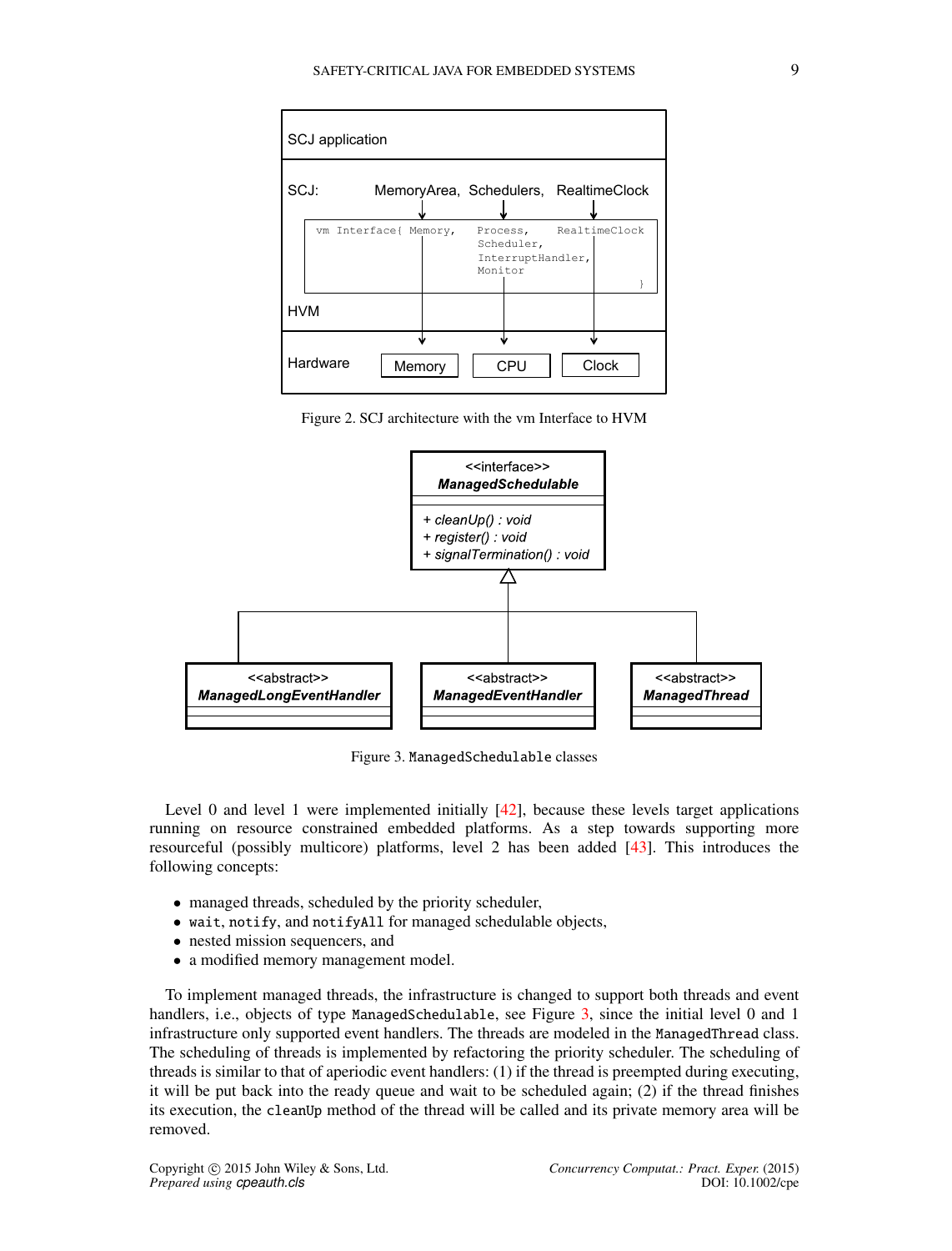Figure 2. SCJ architecture with the vm Interface to HVM

Figure 3. ManagedSchedulable classes

Level 0 and level 1 were implemented initially [42], because these levels target applications running on resource constrained embedded platforms. As a step towards supporting more resourceful (possibly multicore) platforms, level 2 has been added [43]. This introduces the following concepts:

- managed threads, scheduled by the priority scheduler,
- wait, notify, and notifyAll for managed schedulable objects,
- nested mission sequencers, and
- a modified memory management model.

To implement managed threads, the infrastructure is changed to support both threads and event handlers, i.e., objects of type ManagedSchedulable, see Figure 3, since the initial level 0 and 1 infrastructure only supported event handlers. The threads are modeled in the ManagedThread class. The scheduling of threads is implemented by refactoring the priority scheduler. The scheduling of threads is similar to that of aperiodic event handlers: (1) if the thread is preempted during executing, it will be put back into the ready queue and wait to be scheduled again; (2) if the thread finishes its execution, the cleanUp method of the thread will be called and its private memory area will be removed.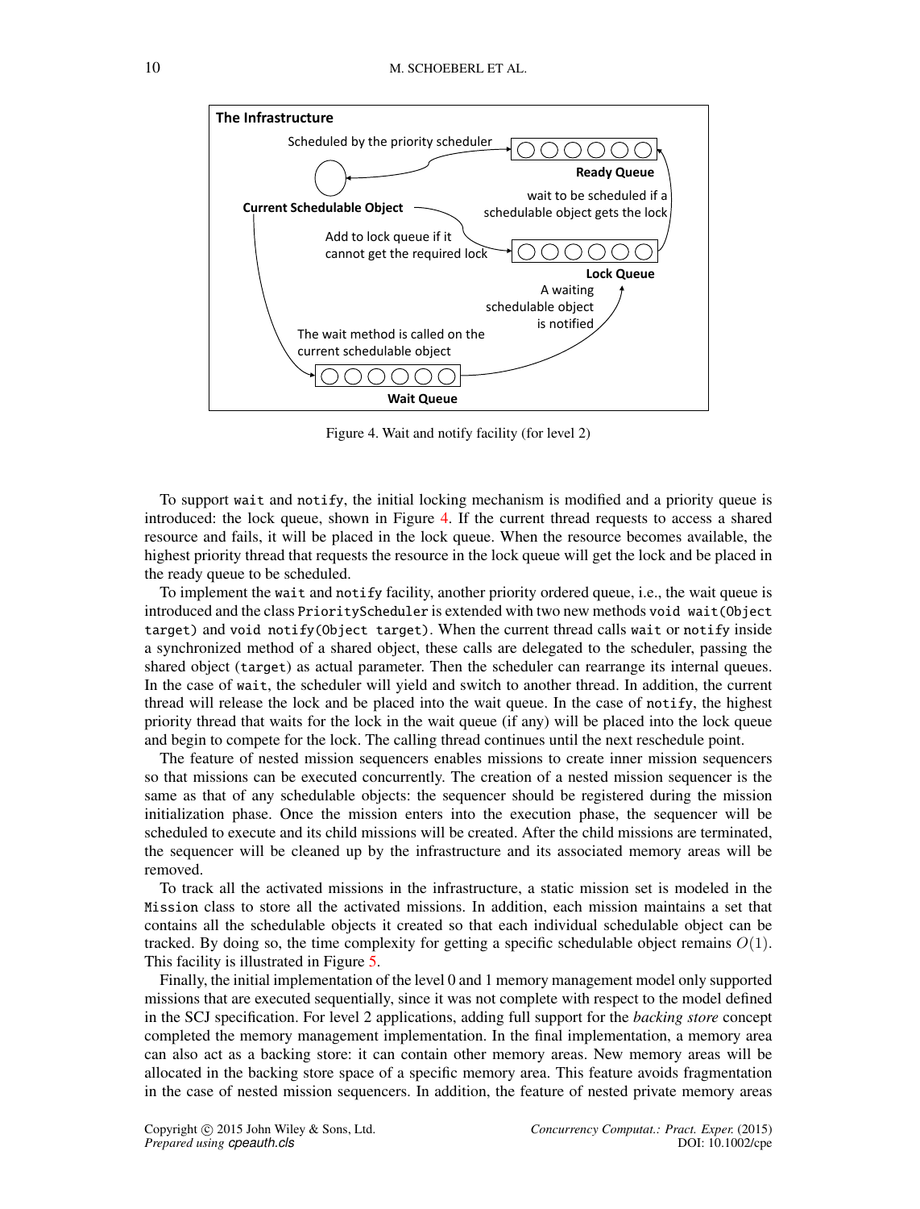Figure 4. Wait and notify facility (for level 2)

To support `wait` and `notify`, the initial locking mechanism is modified and a priority queue is introduced: the lock queue, shown in Figure 4. If the current thread requests to access a shared resource and fails, it will be placed in the lock queue. When the resource becomes available, the highest priority thread that requests the resource in the lock queue will get the lock and be placed in the ready queue to be scheduled.

To implement the `wait` and `notify` facility, another priority ordered queue, i.e., the wait queue is introduced and the class `PriorityScheduler` is extended with two new methods `void wait(Object target)` and `void notify(Object target)`. When the current thread calls `wait` or `notify` inside a synchronized method of a shared object, these calls are delegated to the scheduler, passing the shared object (`target`) as actual parameter. Then the scheduler can rearrange its internal queues. In the case of `wait`, the scheduler will yield and switch to another thread. In addition, the current thread will release the lock and be placed into the wait queue. In the case of `notify`, the highest priority thread that waits for the lock in the wait queue (if any) will be placed into the lock queue and begin to compete for the lock. The calling thread continues until the next reschedule point.

The feature of nested mission sequencers enables missions to create inner mission sequencers so that missions can be executed concurrently. The creation of a nested mission sequencer is the same as that of any schedulable objects: the sequencer should be registered during the mission initialization phase. Once the mission enters into the execution phase, the sequencer will be scheduled to execute and its child missions will be created. After the child missions are terminated, the sequencer will be cleaned up by the infrastructure and its associated memory areas will be removed.

To track all the activated missions in the infrastructure, a static mission set is modeled in the `Mission` class to store all the activated missions. In addition, each mission maintains a set that contains all the schedulable objects it created so that each individual schedulable object can be tracked. By doing so, the time complexity for getting a specific schedulable object remains $O(1)$. This facility is illustrated in Figure 5.

Finally, the initial implementation of the level 0 and 1 memory management model only supported missions that are executed sequentially, since it was not complete with respect to the model defined in the SCJ specification. For level 2 applications, adding full support for the *backing store* concept completed the memory management implementation. In the final implementation, a memory area can also act as a backing store: it can contain other memory areas. New memory areas will be allocated in the backing store space of a specific memory area. This feature avoids fragmentation in the case of nested mission sequencers. In addition, the feature of nested private memory areas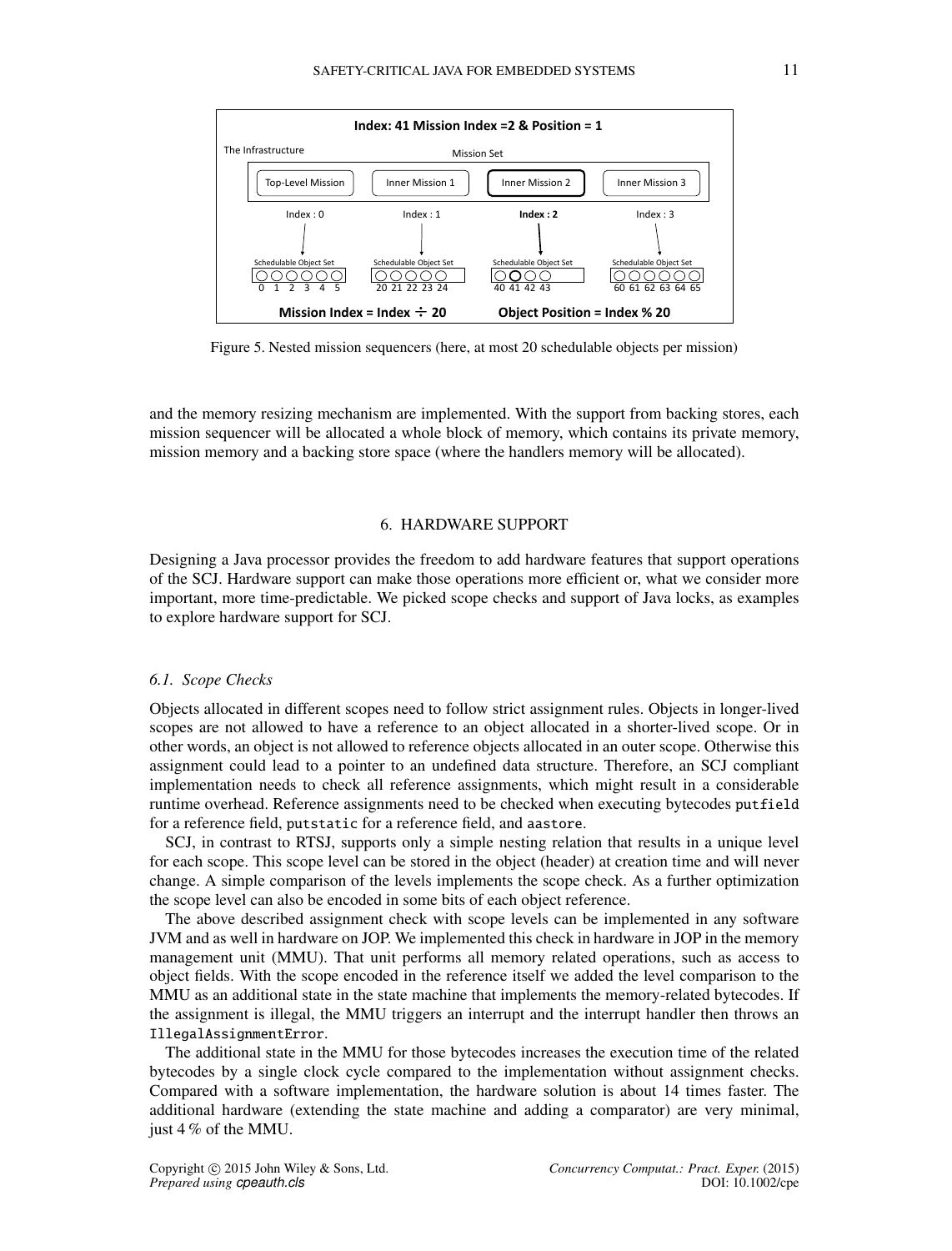Index: 41 Mission Index =2 & Position = 1

The Infrastructure

Mission Set

Top-Level Mission

Inner Mission 1

Inner Mission 2

Inner Mission 3

Index : 0

Index : 1

Index : 2

Index : 3

Schedulable Object Set

0 1 2 3 4 5

20 21 22 23 24

40 41 42 43

60 61 62 63 64 65

Mission Index = Index ÷ 20

Object Position = Index % 20

Figure 5. Nested mission sequencers (here, at most 20 schedulable objects per mission)

and the memory resizing mechanism are implemented. With the support from backing stores, each mission sequencer will be allocated a whole block of memory, which contains its private memory, mission memory and a backing store space (where the handlers memory will be allocated).

## 6. HARDWARE SUPPORT

Designing a Java processor provides the freedom to add hardware features that support operations of the SCJ. Hardware support can make those operations more efficient or, what we consider more important, more time-predictable. We picked scope checks and support of Java locks, as examples to explore hardware support for SCJ.

### 6.1. Scope Checks

Objects allocated in different scopes need to follow strict assignment rules. Objects in longer-lived scopes are not allowed to have a reference to an object allocated in a shorter-lived scope. Or in other words, an object is not allowed to reference objects allocated in an outer scope. Otherwise this assignment could lead to a pointer to an undefined data structure. Therefore, an SCJ compliant implementation needs to check all reference assignments, which might result in a considerable runtime overhead. Reference assignments need to be checked when executing bytecodes `putfield` for a reference field, `putstatic` for a reference field, and `aastore`.

SCJ, in contrast to RTSJ, supports only a simple nesting relation that results in a unique level for each scope. This scope level can be stored in the object (header) at creation time and will never change. A simple comparison of the levels implements the scope check. As a further optimization the scope level can also be encoded in some bits of each object reference.

The above described assignment check with scope levels can be implemented in any software JVM and as well in hardware on JOP. We implemented this check in hardware in JOP in the memory management unit (MMU). That unit performs all memory related operations, such as access to object fields. With the scope encoded in the reference itself we added the level comparison to the MMU as an additional state in the state machine that implements the memory-related bytecodes. If the assignment is illegal, the MMU triggers an interrupt and the interrupt handler then throws an `IllegalAssignmentError`.

The additional state in the MMU for those bytecodes increases the execution time of the related bytecodes by a single clock cycle compared to the implementation without assignment checks. Compared with a software implementation, the hardware solution is about 14 times faster. The additional hardware (extending the state machine and adding a comparator) are very minimal, just 4 % of the MMU.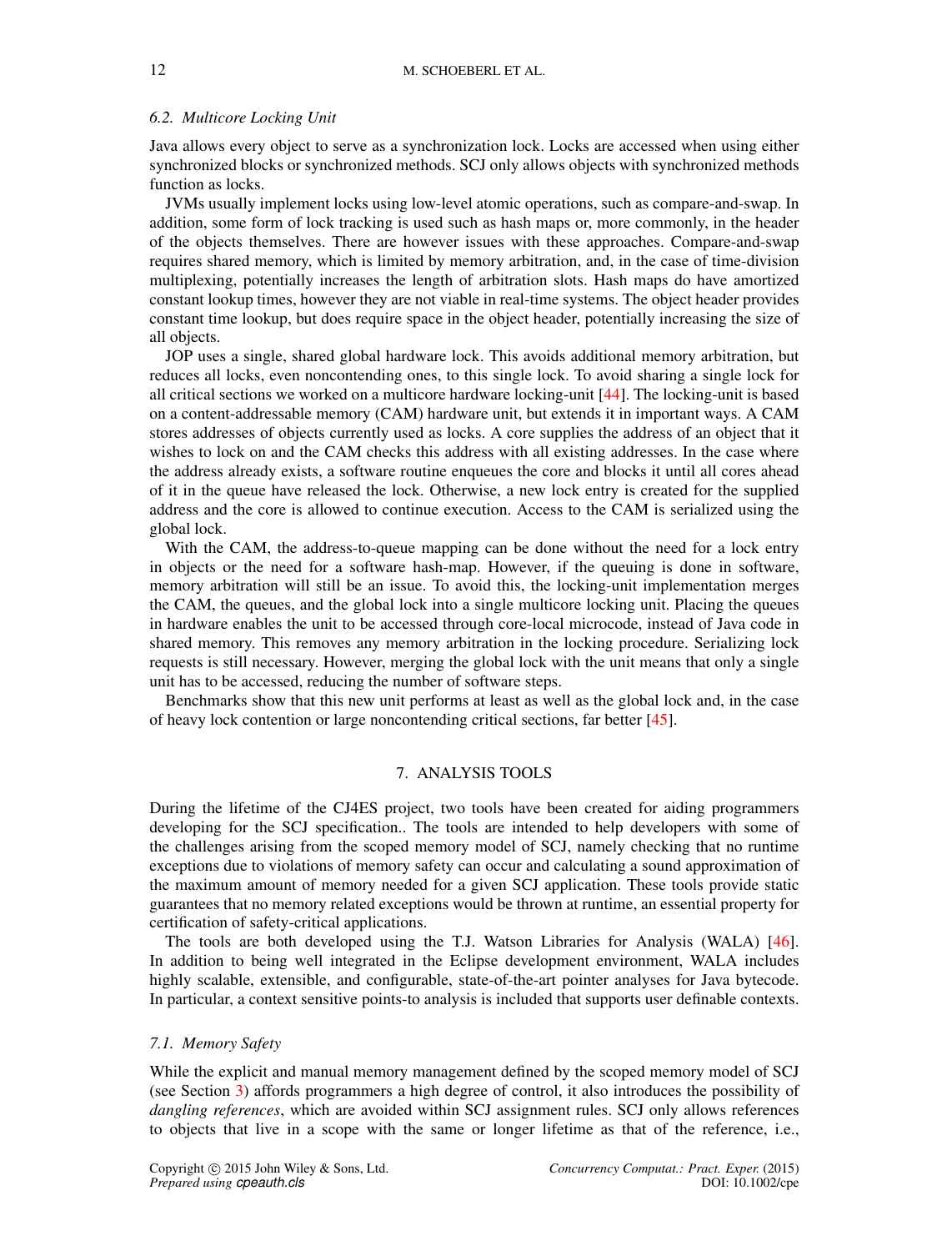### 6.2. Multicore Locking Unit

Java allows every object to serve as a synchronization lock. Locks are accessed when using either synchronized blocks or synchronized methods. SCJ only allows objects with synchronized methods function as locks.

JVMs usually implement locks using low-level atomic operations, such as compare-and-swap. In addition, some form of lock tracking is used such as hash maps or, more commonly, in the header of the objects themselves. There are however issues with these approaches. Compare-and-swap requires shared memory, which is limited by memory arbitration, and, in the case of time-division multiplexing, potentially increases the length of arbitration slots. Hash maps do have amortized constant lookup times, however they are not viable in real-time systems. The object header provides constant time lookup, but does require space in the object header, potentially increasing the size of all objects.

JOP uses a single, shared global hardware lock. This avoids additional memory arbitration, but reduces all locks, even noncontending ones, to this single lock. To avoid sharing a single lock for all critical sections we worked on a multicore hardware locking-unit [44]. The locking-unit is based on a content-addressable memory (CAM) hardware unit, but extends it in important ways. A CAM stores addresses of objects currently used as locks. A core supplies the address of an object that it wishes to lock on and the CAM checks this address with all existing addresses. In the case where the address already exists, a software routine enqueues the core and blocks it until all cores ahead of it in the queue have released the lock. Otherwise, a new lock entry is created for the supplied address and the core is allowed to continue execution. Access to the CAM is serialized using the global lock.

With the CAM, the address-to-queue mapping can be done without the need for a lock entry in objects or the need for a software hash-map. However, if the queuing is done in software, memory arbitration will still be an issue. To avoid this, the locking-unit implementation merges the CAM, the queues, and the global lock into a single multicore locking unit. Placing the queues in hardware enables the unit to be accessed through core-local microcode, instead of Java code in shared memory. This removes any memory arbitration in the locking procedure. Serializing lock requests is still necessary. However, merging the global lock with the unit means that only a single unit has to be accessed, reducing the number of software steps.

Benchmarks show that this new unit performs at least as well as the global lock and, in the case of heavy lock contention or large noncontending critical sections, far better [45].

## 7. ANALYSIS TOOLS

During the lifetime of the CJ4ES project, two tools have been created for aiding programmers developing for the SCJ specification.. The tools are intended to help developers with some of the challenges arising from the scoped memory model of SCJ, namely checking that no runtime exceptions due to violations of memory safety can occur and calculating a sound approximation of the maximum amount of memory needed for a given SCJ application. These tools provide static guarantees that no memory related exceptions would be thrown at runtime, an essential property for certification of safety-critical applications.

The tools are both developed using the T.J. Watson Libraries for Analysis (WALA) [46]. In addition to being well integrated in the Eclipse development environment, WALA includes highly scalable, extensible, and configurable, state-of-the-art pointer analyses for Java bytecode. In particular, a context sensitive points-to analysis is included that supports user definable contexts.

### 7.1. Memory Safety

While the explicit and manual memory management defined by the scoped memory model of SCJ (see Section 3) affords programmers a high degree of control, it also introduces the possibility of *dangling references*, which are avoided within SCJ assignment rules. SCJ only allows references to objects that live in a scope with the same or longer lifetime as that of the reference, i.e.,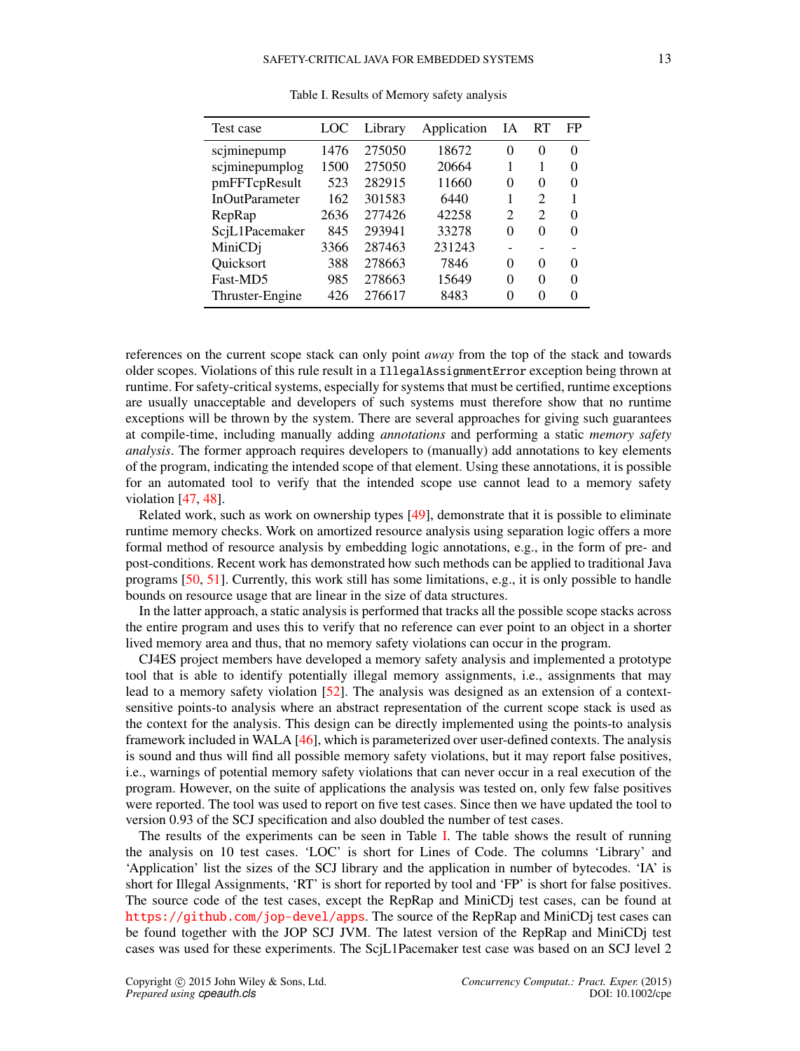Table I. Results of Memory safety analysis

| Test case | LOC | Library | Application | IA | RT | FP |
|---|---|---|---|---|---|---|
| scjminepump | 1476 | 275050 | 18672 | 0 | 0 | 0 |
| scjminepumplog | 1500 | 275050 | 20664 | 1 | 1 | 0 |
| pmFFTcpResult | 523 | 282915 | 11660 | 0 | 0 | 0 |
| InOutParameter | 162 | 301583 | 6440 | 1 | 2 | 1 |
| RepRap | 2636 | 277426 | 42258 | 2 | 2 | 0 |
| ScjL1Pacemaker | 845 | 293941 | 33278 | 0 | 0 | 0 |
| MiniCDj | 3366 | 287463 | 231243 | - | - | - |
| Quicksort | 388 | 278663 | 7846 | 0 | 0 | 0 |
| Fast-MD5 | 985 | 278663 | 15649 | 0 | 0 | 0 |
| Thruster-Engine | 426 | 276617 | 8483 | 0 | 0 | 0 |

references on the current scope stack can only point *away* from the top of the stack and towards older scopes. Violations of this rule result in a `IllegalAssignmentError` exception being thrown at runtime. For safety-critical systems, especially for systems that must be certified, runtime exceptions are usually unacceptable and developers of such systems must therefore show that no runtime exceptions will be thrown by the system. There are several approaches for giving such guarantees at compile-time, including manually adding *annotations* and performing a static *memory safety analysis*. The former approach requires developers to (manually) add annotations to key elements of the program, indicating the intended scope of that element. Using these annotations, it is possible for an automated tool to verify that the intended scope use cannot lead to a memory safety violation [47, 48].

Related work, such as work on ownership types [49], demonstrate that it is possible to eliminate runtime memory checks. Work on amortized resource analysis using separation logic offers a more formal method of resource analysis by embedding logic annotations, e.g., in the form of pre- and post-conditions. Recent work has demonstrated how such methods can be applied to traditional Java programs [50, 51]. Currently, this work still has some limitations, e.g., it is only possible to handle bounds on resource usage that are linear in the size of data structures.

In the latter approach, a static analysis is performed that tracks all the possible scope stacks across the entire program and uses this to verify that no reference can ever point to an object in a shorter lived memory area and thus, that no memory safety violations can occur in the program.

CJ4ES project members have developed a memory safety analysis and implemented a prototype tool that is able to identify potentially illegal memory assignments, i.e., assignments that may lead to a memory safety violation [52]. The analysis was designed as an extension of a context-sensitive points-to analysis where an abstract representation of the current scope stack is used as the context for the analysis. This design can be directly implemented using the points-to analysis framework included in WALA [46], which is parameterized over user-defined contexts. The analysis is sound and thus will find all possible memory safety violations, but it may report false positives, i.e., warnings of potential memory safety violations that can never occur in a real execution of the program. However, on the suite of applications the analysis was tested on, only few false positives were reported. The tool was used to report on five test cases. Since then we have updated the tool to version 0.93 of the SCJ specification and also doubled the number of test cases.

The results of the experiments can be seen in Table I. The table shows the result of running the analysis on 10 test cases. 'LOC' is short for Lines of Code. The columns 'Library' and 'Application' list the sizes of the SCJ library and the application in number of bytecodes. 'IA' is short for Illegal Assignments, 'RT' is short for reported by tool and 'FP' is short for false positives. The source code of the test cases, except the RepRap and MiniCDj test cases, can be found at https://github.com/jop-devel/apps. The source of the RepRap and MiniCDj test cases can be found together with the JOP SCJ JVM. The latest version of the RepRap and MiniCDj test cases was used for these experiments. The ScjL1Pacemaker test case was based on an SCJ level 2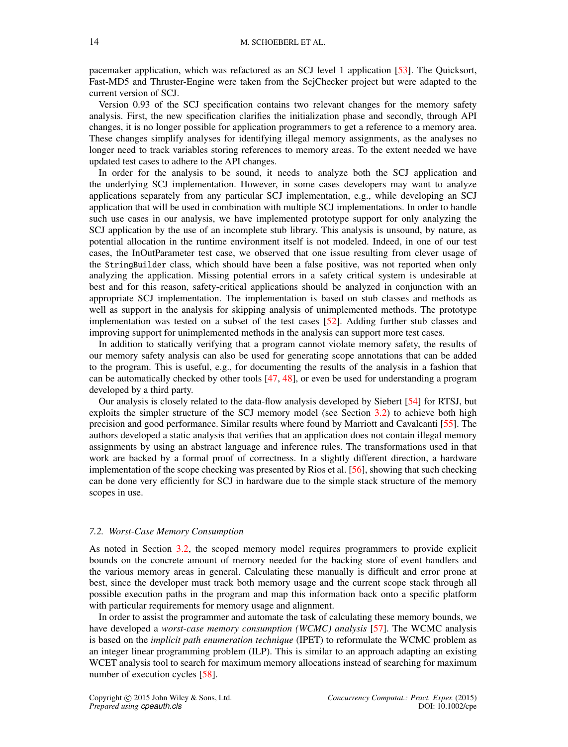pacemaker application, which was refactored as an SCJ level 1 application [53]. The Quicksort, Fast-MD5 and Thruster-Engine were taken from the ScjChecker project but were adapted to the current version of SCJ.

Version 0.93 of the SCJ specification contains two relevant changes for the memory safety analysis. First, the new specification clarifies the initialization phase and secondly, through API changes, it is no longer possible for application programmers to get a reference to a memory area. These changes simplify analyses for identifying illegal memory assignments, as the analyses no longer need to track variables storing references to memory areas. To the extent needed we have updated test cases to adhere to the API changes.

In order for the analysis to be sound, it needs to analyze both the SCJ application and the underlying SCJ implementation. However, in some cases developers may want to analyze applications separately from any particular SCJ implementation, e.g., while developing an SCJ application that will be used in combination with multiple SCJ implementations. In order to handle such use cases in our analysis, we have implemented prototype support for only analyzing the SCJ application by the use of an incomplete stub library. This analysis is unsound, by nature, as potential allocation in the runtime environment itself is not modeled. Indeed, in one of our test cases, the InOutParameter test case, we observed that one issue resulting from clever usage of the `StringBuilder` class, which should have been a false positive, was not reported when only analyzing the application. Missing potential errors in a safety critical system is undesirable at best and for this reason, safety-critical applications should be analyzed in conjunction with an appropriate SCJ implementation. The implementation is based on stub classes and methods as well as support in the analysis for skipping analysis of unimplemented methods. The prototype implementation was tested on a subset of the test cases [52]. Adding further stub classes and improving support for unimplemented methods in the analysis can support more test cases.

In addition to statically verifying that a program cannot violate memory safety, the results of our memory safety analysis can also be used for generating scope annotations that can be added to the program. This is useful, e.g., for documenting the results of the analysis in a fashion that can be automatically checked by other tools [47, 48], or even be used for understanding a program developed by a third party.

Our analysis is closely related to the data-flow analysis developed by Siebert [54] for RTSJ, but exploits the simpler structure of the SCJ memory model (see Section 3.2) to achieve both high precision and good performance. Similar results where found by Marriott and Cavalcanti [55]. The authors developed a static analysis that verifies that an application does not contain illegal memory assignments by using an abstract language and inference rules. The transformations used in that work are backed by a formal proof of correctness. In a slightly different direction, a hardware implementation of the scope checking was presented by Rios et al. [56], showing that such checking can be done very efficiently for SCJ in hardware due to the simple stack structure of the memory scopes in use.

### 7.2. Worst-Case Memory Consumption

As noted in Section 3.2, the scoped memory model requires programmers to provide explicit bounds on the concrete amount of memory needed for the backing store of event handlers and the various memory areas in general. Calculating these manually is difficult and error prone at best, since the developer must track both memory usage and the current scope stack through all possible execution paths in the program and map this information back onto a specific platform with particular requirements for memory usage and alignment.

In order to assist the programmer and automate the task of calculating these memory bounds, we have developed a *worst-case memory consumption (WCMC) analysis* [57]. The WCMC analysis is based on the *implicit path enumeration technique* (IPET) to reformulate the WCMC problem as an integer linear programming problem (ILP). This is similar to an approach adapting an existing WCET analysis tool to search for maximum memory allocations instead of searching for maximum number of execution cycles [58].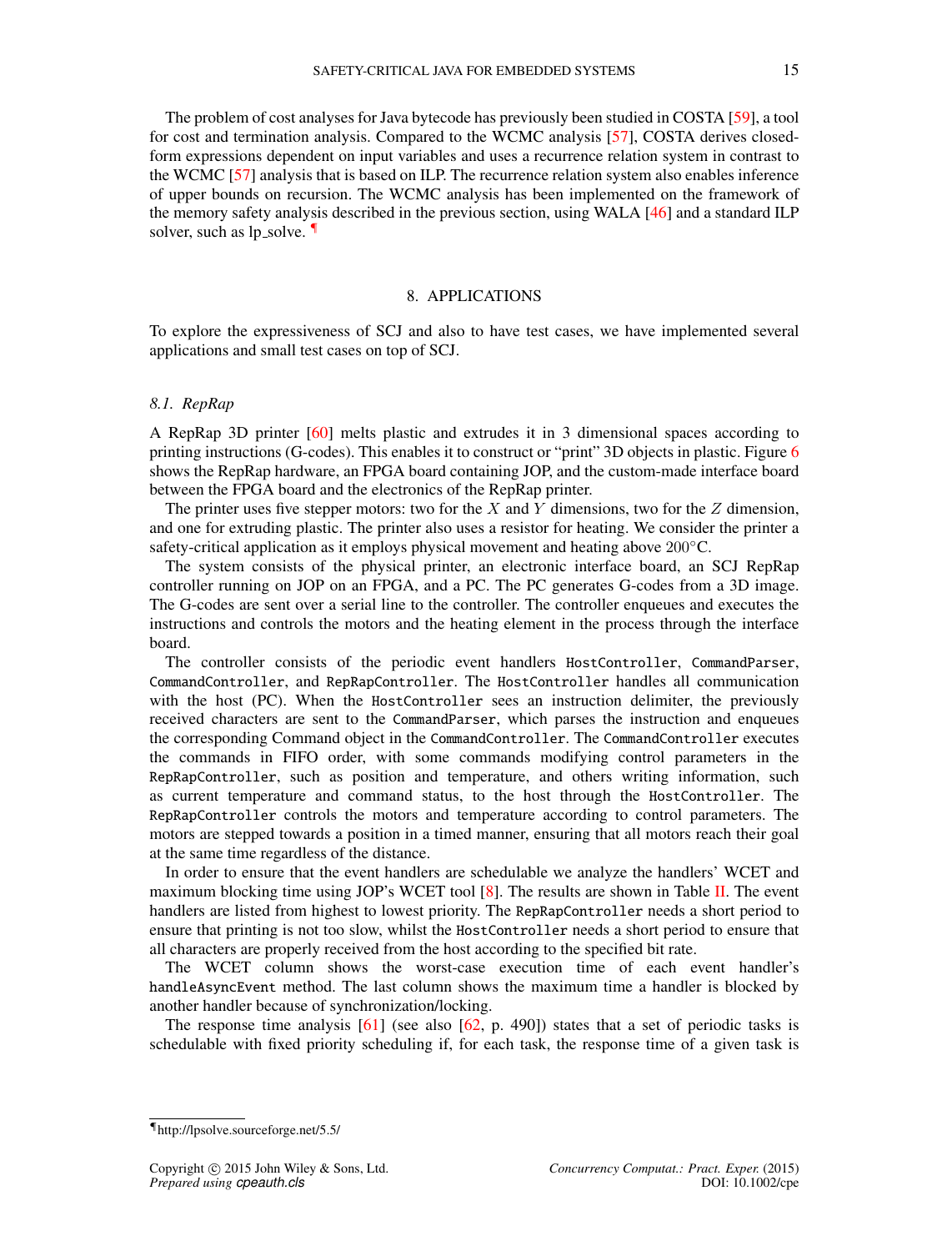The problem of cost analyses for Java bytecode has previously been studied in COSTA [59], a tool for cost and termination analysis. Compared to the WCMC analysis [57], COSTA derives closed-form expressions dependent on input variables and uses a recurrence relation system in contrast to the WCMC [57] analysis that is based on ILP. The recurrence relation system also enables inference of upper bounds on recursion. The WCMC analysis has been implemented on the framework of the memory safety analysis described in the previous section, using WALA [46] and a standard ILP solver, such as lp_solve. ¶

## 8. APPLICATIONS

To explore the expressiveness of SCJ and also to have test cases, we have implemented several applications and small test cases on top of SCJ.

### 8.1. RepRap

A RepRap 3D printer [60] melts plastic and extrudes it in 3 dimensional spaces according to printing instructions (G-codes). This enables it to construct or "print" 3D objects in plastic. Figure 6 shows the RepRap hardware, an FPGA board containing JOP, and the custom-made interface board between the FPGA board and the electronics of the RepRap printer.

The printer uses five stepper motors: two for the $X$ and $Y$ dimensions, two for the $Z$ dimension, and one for extruding plastic. The printer also uses a resistor for heating. We consider the printer a safety-critical application as it employs physical movement and heating above 200°C.

The system consists of the physical printer, an electronic interface board, an SCJ RepRap controller running on JOP on an FPGA, and a PC. The PC generates G-codes from a 3D image. The G-codes are sent over a serial line to the controller. The controller enqueues and executes the instructions and controls the motors and the heating element in the process through the interface board.

The controller consists of the periodic event handlers `HostController`, `CommandParser`, `CommandController`, and `RepRapController`. The `HostController` handles all communication with the host (PC). When the `HostController` sees an instruction delimiter, the previously received characters are sent to the `CommandParser`, which parses the instruction and enqueues the corresponding Command object in the `CommandController`. The `CommandController` executes the commands in FIFO order, with some commands modifying control parameters in the `RepRapController`, such as position and temperature, and others writing information, such as current temperature and command status, to the host through the `HostController`. The `RepRapController` controls the motors and temperature according to control parameters. The motors are stepped towards a position in a timed manner, ensuring that all motors reach their goal at the same time regardless of the distance.

In order to ensure that the event handlers are schedulable we analyze the handlers' WCET and maximum blocking time using JOP's WCET tool [8]. The results are shown in Table II. The event handlers are listed from highest to lowest priority. The `RepRapController` needs a short period to ensure that printing is not too slow, whilst the `HostController` needs a short period to ensure that all characters are properly received from the host according to the specified bit rate.

The WCET column shows the worst-case execution time of each event handler's `handleAsyncEvent` method. The last column shows the maximum time a handler is blocked by another handler because of synchronization/locking.

The response time analysis [61] (see also [62, p. 490]) states that a set of periodic tasks is schedulable with fixed priority scheduling if, for each task, the response time of a given task is

¶http://lpsolve.sourceforge.net/5.5/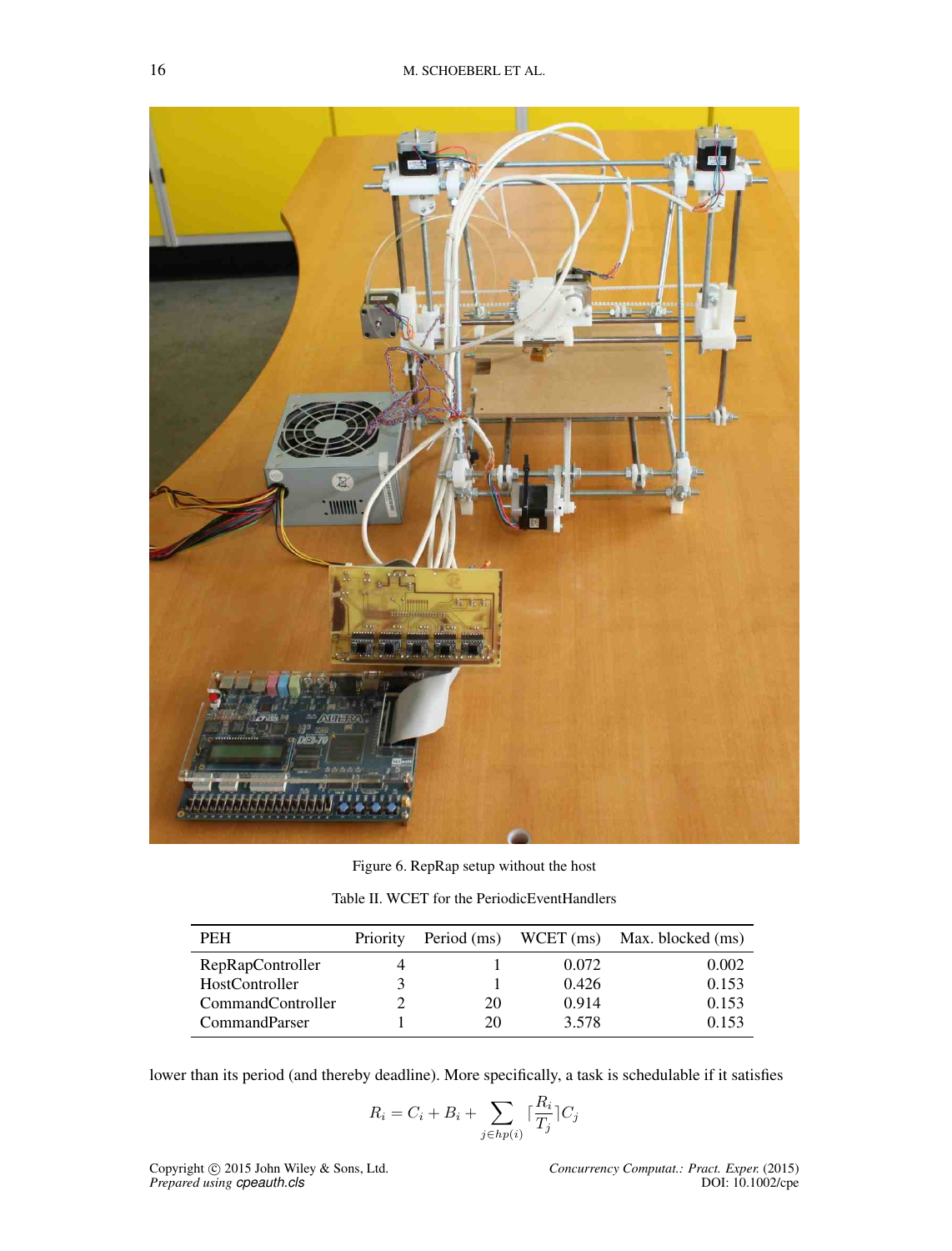Figure 6. RepRap setup without the host

Table II. WCET for the PeriodicEventHandlers

| PEH | Priority | Period (ms) | WCET (ms) | Max. blocked (ms) |
|---|---|---|---|---|
| RepRapController | 4 | 1 | 0.072 | 0.002 |
| HostController | 3 | 1 | 0.426 | 0.153 |
| CommandController | 2 | 20 | 0.914 | 0.153 |
| CommandParser | 1 | 20 | 3.578 | 0.153 |

lower than its period (and thereby deadline). More specifically, a task is schedulable if it satisfies

$$R_i = C_i + B_i + \sum_{j \in hp(i)} \lceil \frac{R_i}{T_j} \rceil C_j$$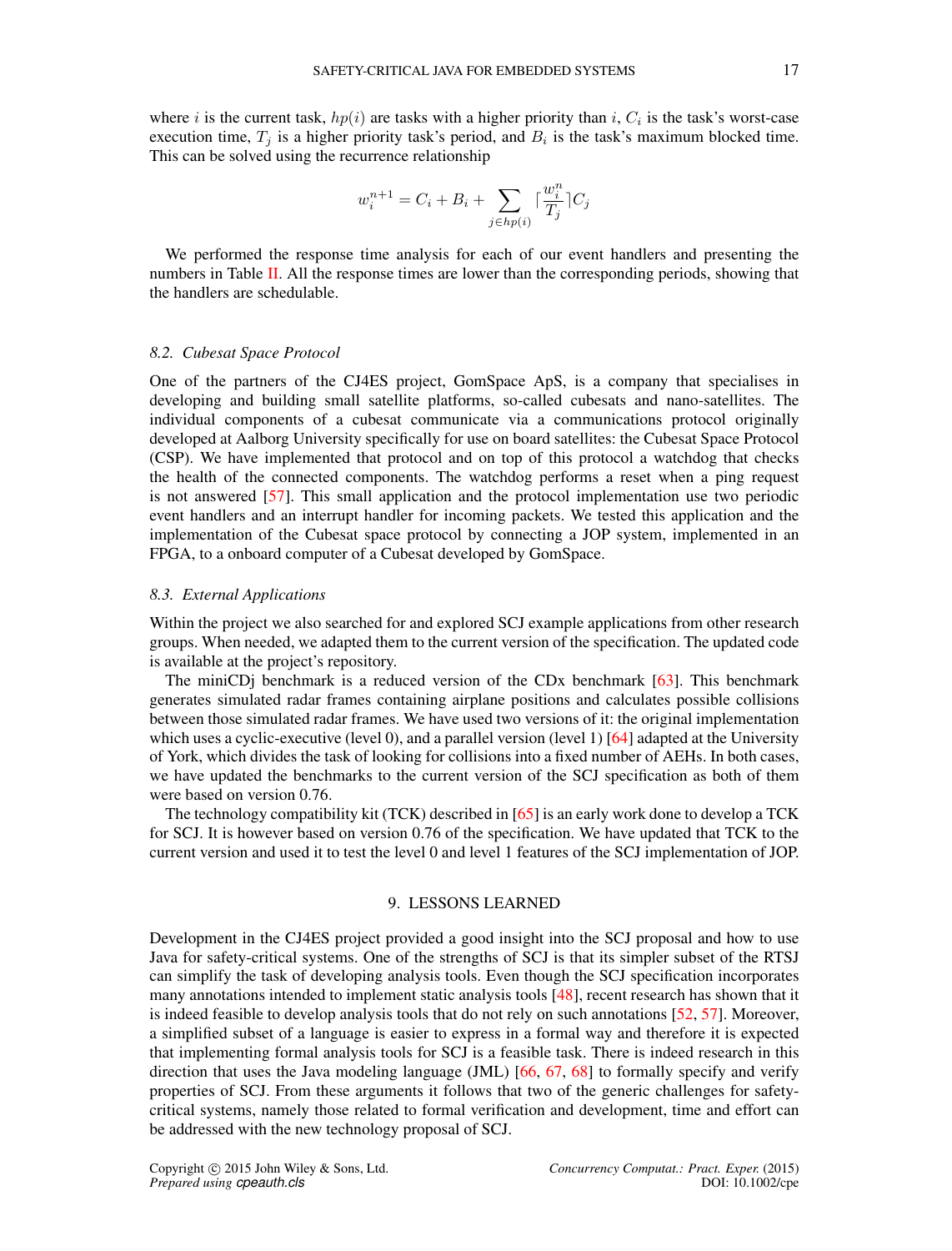where $i$ is the current task, $hp(i)$ are tasks with a higher priority than $i$, $C_i$ is the task's worst-case execution time, $T_j$ is a higher priority task's period, and $B_i$ is the task's maximum blocked time. This can be solved using the recurrence relationship

$$w_i^{n+1} = C_i + B_i + \sum_{j \in hp(i)} \lceil \frac{w_i^n}{T_j} \rceil C_j$$

We performed the response time analysis for each of our event handlers and presenting the numbers in Table II. All the response times are lower than the corresponding periods, showing that the handlers are schedulable.

### 8.2. *Cubesat Space Protocol*

One of the partners of the CJ4ES project, GomSpace ApS, is a company that specialises in developing and building small satellite platforms, so-called cubesats and nano-satellites. The individual components of a cubesat communicate via a communications protocol originally developed at Aalborg University specifically for use on board satellites: the Cubesat Space Protocol (CSP). We have implemented that protocol and on top of this protocol a watchdog that checks the health of the connected components. The watchdog performs a reset when a ping request is not answered [57]. This small application and the protocol implementation use two periodic event handlers and an interrupt handler for incoming packets. We tested this application and the implementation of the Cubesat space protocol by connecting a JOP system, implemented in an FPGA, to a onboard computer of a Cubesat developed by GomSpace.

### 8.3. *External Applications*

Within the project we also searched for and explored SCJ example applications from other research groups. When needed, we adapted them to the current version of the specification. The updated code is available at the project's repository.

The miniCDj benchmark is a reduced version of the CDx benchmark [63]. This benchmark generates simulated radar frames containing airplane positions and calculates possible collisions between those simulated radar frames. We have used two versions of it: the original implementation which uses a cyclic-executive (level 0), and a parallel version (level 1) [64] adapted at the University of York, which divides the task of looking for collisions into a fixed number of AEHs. In both cases, we have updated the benchmarks to the current version of the SCJ specification as both of them were based on version 0.76.

The technology compatibility kit (TCK) described in [65] is an early work done to develop a TCK for SCJ. It is however based on version 0.76 of the specification. We have updated that TCK to the current version and used it to test the level 0 and level 1 features of the SCJ implementation of JOP.

## 9. LESSONS LEARNED

Development in the CJ4ES project provided a good insight into the SCJ proposal and how to use Java for safety-critical systems. One of the strengths of SCJ is that its simpler subset of the RTSJ can simplify the task of developing analysis tools. Even though the SCJ specification incorporates many annotations intended to implement static analysis tools [48], recent research has shown that it is indeed feasible to develop analysis tools that do not rely on such annotations [52, 57]. Moreover, a simplified subset of a language is easier to express in a formal way and therefore it is expected that implementing formal analysis tools for SCJ is a feasible task. There is indeed research in this direction that uses the Java modeling language (JML) [66, 67, 68] to formally specify and verify properties of SCJ. From these arguments it follows that two of the generic challenges for safety-critical systems, namely those related to formal verification and development, time and effort can be addressed with the new technology proposal of SCJ.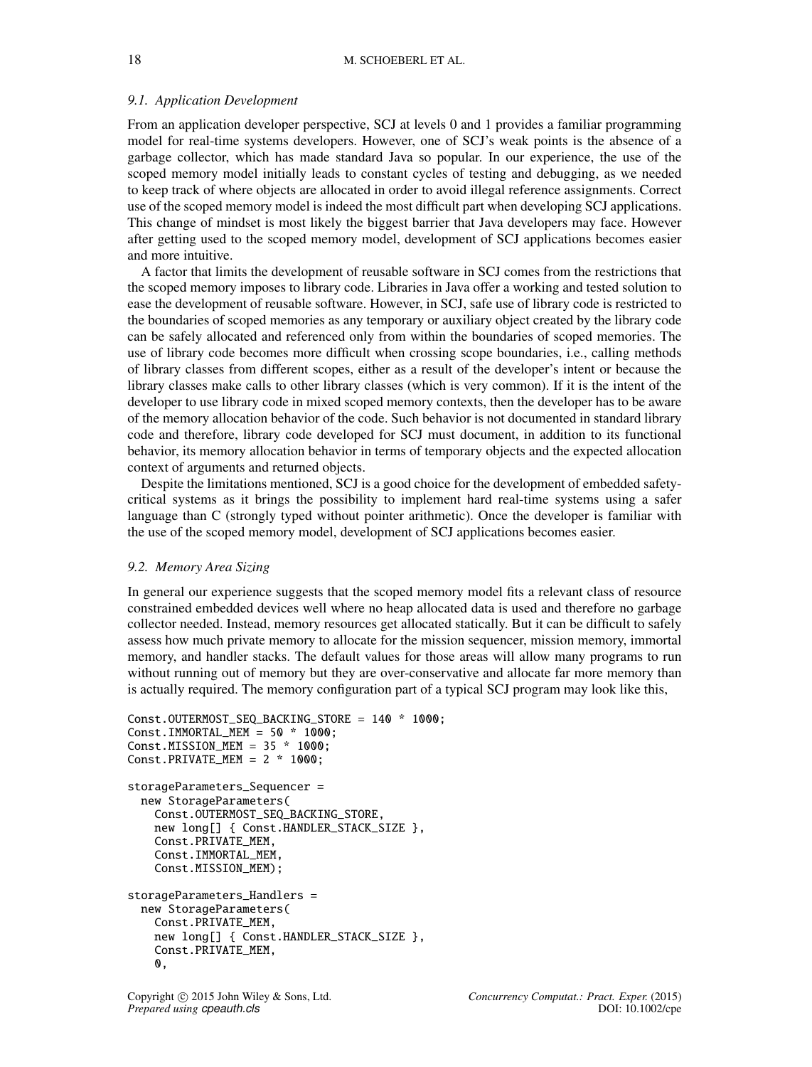### 9.1. Application Development

From an application developer perspective, SCJ at levels 0 and 1 provides a familiar programming model for real-time systems developers. However, one of SCJ's weak points is the absence of a garbage collector, which has made standard Java so popular. In our experience, the use of the scoped memory model initially leads to constant cycles of testing and debugging, as we needed to keep track of where objects are allocated in order to avoid illegal reference assignments. Correct use of the scoped memory model is indeed the most difficult part when developing SCJ applications. This change of mindset is most likely the biggest barrier that Java developers may face. However after getting used to the scoped memory model, development of SCJ applications becomes easier and more intuitive.

A factor that limits the development of reusable software in SCJ comes from the restrictions that the scoped memory imposes to library code. Libraries in Java offer a working and tested solution to ease the development of reusable software. However, in SCJ, safe use of library code is restricted to the boundaries of scoped memories as any temporary or auxiliary object created by the library code can be safely allocated and referenced only from within the boundaries of scoped memories. The use of library code becomes more difficult when crossing scope boundaries, i.e., calling methods of library classes from different scopes, either as a result of the developer's intent or because the library classes make calls to other library classes (which is very common). If it is the intent of the developer to use library code in mixed scoped memory contexts, then the developer has to be aware of the memory allocation behavior of the code. Such behavior is not documented in standard library code and therefore, library code developed for SCJ must document, in addition to its functional behavior, its memory allocation behavior in terms of temporary objects and the expected allocation context of arguments and returned objects.

Despite the limitations mentioned, SCJ is a good choice for the development of embedded safety-critical systems as it brings the possibility to implement hard real-time systems using a safer language than C (strongly typed without pointer arithmetic). Once the developer is familiar with the use of the scoped memory model, development of SCJ applications becomes easier.

### 9.2. Memory Area Sizing

In general our experience suggests that the scoped memory model fits a relevant class of resource constrained embedded devices well where no heap allocated data is used and therefore no garbage collector needed. Instead, memory resources get allocated statically. But it can be difficult to safely assess how much private memory to allocate for the mission sequencer, mission memory, immortal memory, and handler stacks. The default values for those areas will allow many programs to run without running out of memory but they are over-conservative and allocate far more memory than is actually required. The memory configuration part of a typical SCJ program may look like this,

```
Const.OUTERMOST_SEQ_BACKING_STORE = 140 * 1000;
Const.IMMORTAL_MEM = 50 * 1000;
Const.MISSION_MEM = 35 * 1000;
Const.PRIVATE_MEM = 2 * 1000;

storageParameters_Sequencer =
  new StorageParameters(
    Const.OUTERMOST_SEQ_BACKING_STORE,
    new long[] { Const.HANDLER_STACK_SIZE },
    Const.PRIVATE_MEM,
    Const.IMMORTAL_MEM,
    Const.MISSION_MEM);

storageParameters_Handlers =
  new StorageParameters(
    Const.PRIVATE_MEM,
    new long[] { Const.HANDLER_STACK_SIZE },
    Const.PRIVATE_MEM,
    0,
```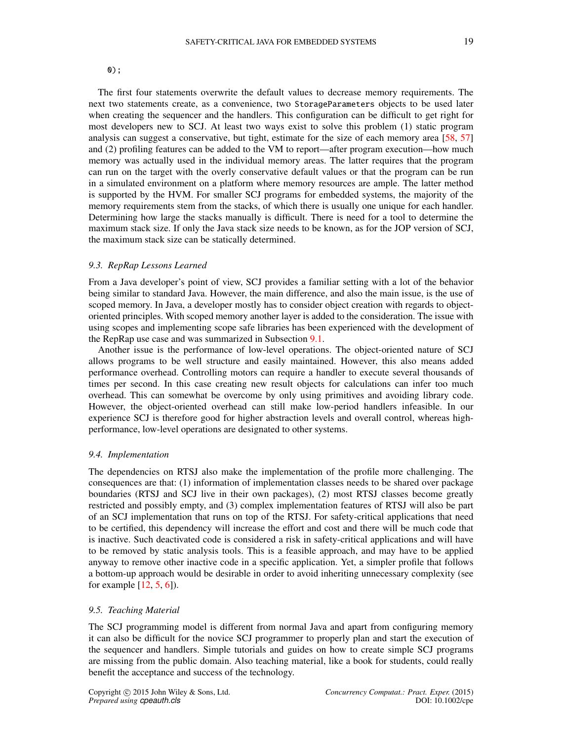```
0);
```

The first four statements overwrite the default values to decrease memory requirements. The next two statements create, as a convenience, two `StorageParameters` objects to be used later when creating the sequencer and the handlers. This configuration can be difficult to get right for most developers new to SCJ. At least two ways exist to solve this problem (1) static program analysis can suggest a conservative, but tight, estimate for the size of each memory area [58, 57] and (2) profiling features can be added to the VM to report—after program execution—how much memory was actually used in the individual memory areas. The latter requires that the program can run on the target with the overly conservative default values or that the program can be run in a simulated environment on a platform where memory resources are ample. The latter method is supported by the HVM. For smaller SCJ programs for embedded systems, the majority of the memory requirements stem from the stacks, of which there is usually one unique for each handler. Determining how large the stacks manually is difficult. There is need for a tool to determine the maximum stack size. If only the Java stack size needs to be known, as for the JOP version of SCJ, the maximum stack size can be statically determined.

### *9.3. RepRap Lessons Learned*

From a Java developer's point of view, SCJ provides a familiar setting with a lot of the behavior being similar to standard Java. However, the main difference, and also the main issue, is the use of scoped memory. In Java, a developer mostly has to consider object creation with regards to object-oriented principles. With scoped memory another layer is added to the consideration. The issue with using scopes and implementing scope safe libraries has been experienced with the development of the RepRap use case and was summarized in Subsection 9.1.

Another issue is the performance of low-level operations. The object-oriented nature of SCJ allows programs to be well structure and easily maintained. However, this also means added performance overhead. Controlling motors can require a handler to execute several thousands of times per second. In this case creating new result objects for calculations can infer too much overhead. This can somewhat be overcome by only using primitives and avoiding library code. However, the object-oriented overhead can still make low-period handlers infeasible. In our experience SCJ is therefore good for higher abstraction levels and overall control, whereas high-performance, low-level operations are designated to other systems.

### *9.4. Implementation*

The dependencies on RTSJ also make the implementation of the profile more challenging. The consequences are that: (1) information of implementation classes needs to be shared over package boundaries (RTSJ and SCJ live in their own packages), (2) most RTSJ classes become greatly restricted and possibly empty, and (3) complex implementation features of RTSJ will also be part of an SCJ implementation that runs on top of the RTSJ. For safety-critical applications that need to be certified, this dependency will increase the effort and cost and there will be much code that is inactive. Such deactivated code is considered a risk in safety-critical applications and will have to be removed by static analysis tools. This is a feasible approach, and may have to be applied anyway to remove other inactive code in a specific application. Yet, a simpler profile that follows a bottom-up approach would be desirable in order to avoid inheriting unnecessary complexity (see for example [12, 5, 6]).

### *9.5. Teaching Material*

The SCJ programming model is different from normal Java and apart from configuring memory it can also be difficult for the novice SCJ programmer to properly plan and start the execution of the sequencer and handlers. Simple tutorials and guides on how to create simple SCJ programs are missing from the public domain. Also teaching material, like a book for students, could really benefit the acceptance and success of the technology.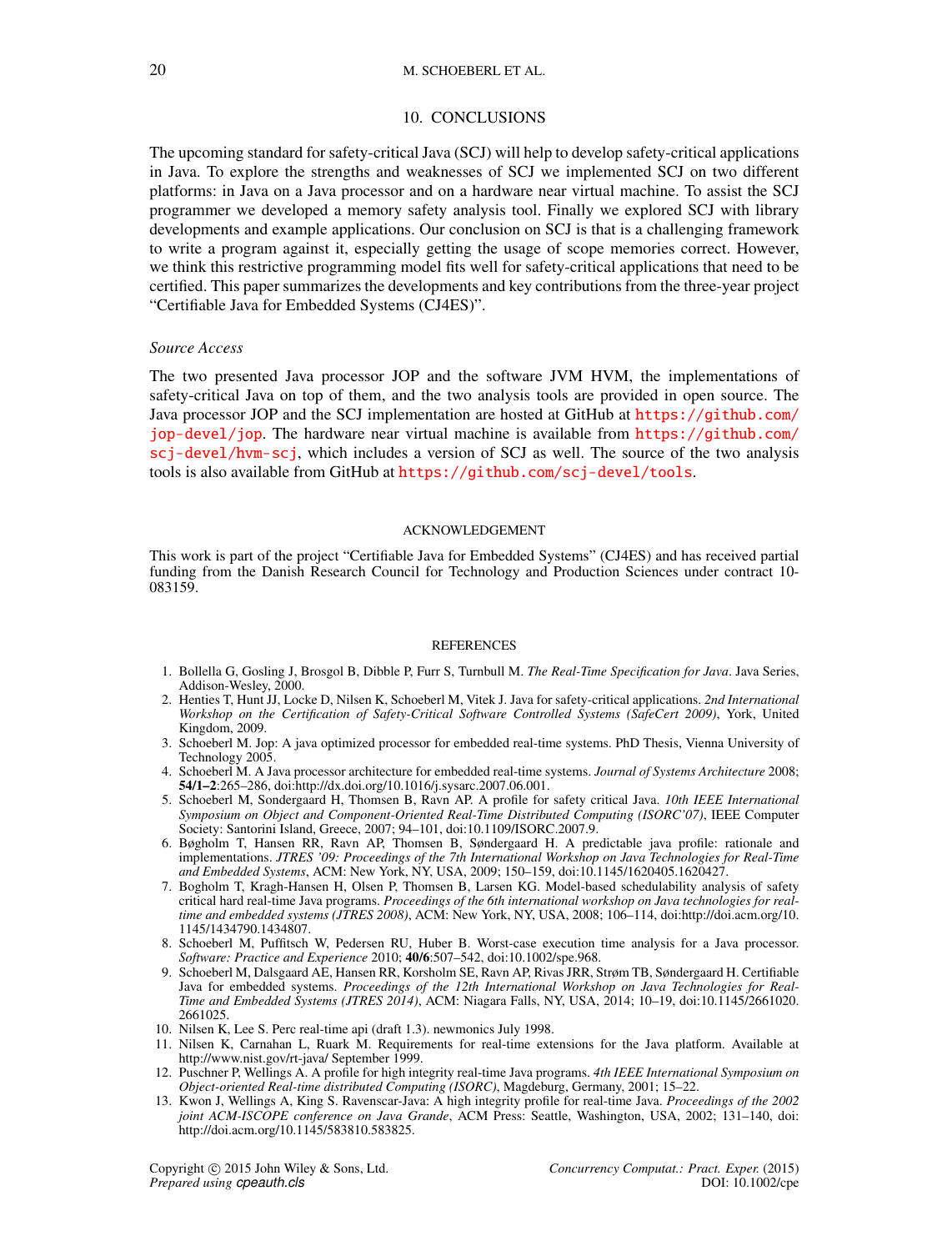## 10. CONCLUSIONS

The upcoming standard for safety-critical Java (SCJ) will help to develop safety-critical applications in Java. To explore the strengths and weaknesses of SCJ we implemented SCJ on two different platforms: in Java on a Java processor and on a hardware near virtual machine. To assist the SCJ programmer we developed a memory safety analysis tool. Finally we explored SCJ with library developments and example applications. Our conclusion on SCJ is that is a challenging framework to write a program against it, especially getting the usage of scope memories correct. However, we think this restrictive programming model fits well for safety-critical applications that need to be certified. This paper summarizes the developments and key contributions from the three-year project "Certifiable Java for Embedded Systems (CJ4ES)".

### *Source Access*

The two presented Java processor JOP and the software JVM HVM, the implementations of safety-critical Java on top of them, and the two analysis tools are provided in open source. The Java processor JOP and the SCJ implementation are hosted at GitHub at https://github.com/jop-devel/jop. The hardware near virtual machine is available from https://github.com/scj-devel/hvm-scj, which includes a version of SCJ as well. The source of the two analysis tools is also available from GitHub at https://github.com/scj-devel/tools.

## ACKNOWLEDGEMENT

This work is part of the project "Certifiable Java for Embedded Systems" (CJ4ES) and has received partial funding from the Danish Research Council for Technology and Production Sciences under contract 10-083159.

## REFERENCES

1. Bollella G, Gosling J, Brosgol B, Dibble P, Furr S, Turnbull M. *The Real-Time Specification for Java*. Java Series, Addison-Wesley, 2000.
2. Henties T, Hunt JJ, Locke D, Nilsen K, Schoeberl M, Vitek J. Java for safety-critical applications. *2nd International Workshop on the Certification of Safety-Critical Software Controlled Systems (SafeCert 2009)*, York, United Kingdom, 2009.
3. Schoeberl M. Jop: A java optimized processor for embedded real-time systems. PhD Thesis, Vienna University of Technology 2005.
4. Schoeberl M. A Java processor architecture for embedded real-time systems. *Journal of Systems Architecture* 2008; **54/1–2**:265–286, doi:http://dx.doi.org/10.1016/j.sysarc.2007.06.001.
5. Schoeberl M, Sondergaard H, Thomsen B, Ravn AP. A profile for safety critical Java. *10th IEEE International Symposium on Object and Component-Oriented Real-Time Distributed Computing (ISORC'07)*, IEEE Computer Society: Santorini Island, Greece, 2007; 94–101, doi:10.1109/ISORC.2007.9.
6. Bøgholm T, Hansen RR, Ravn AP, Thomsen B, Søndergaard H. A predictable java profile: rationale and implementations. *JTRES '09: Proceedings of the 7th International Workshop on Java Technologies for Real-Time and Embedded Systems*, ACM: New York, NY, USA, 2009; 150–159, doi:10.1145/1620405.1620427.
7. Bogholm T, Kragh-Hansen H, Olsen P, Thomsen B, Larsen KG. Model-based schedulability analysis of safety critical hard real-time Java programs. *Proceedings of the 6th international workshop on Java technologies for real-time and embedded systems (JTRES 2008)*, ACM: New York, NY, USA, 2008; 106–114, doi:http://doi.acm.org/10.1145/1434790.1434807.
8. Schoeberl M, Puffitsch W, Pedersen RU, Huber B. Worst-case execution time analysis for a Java processor. *Software: Practice and Experience* 2010; **40/6**:507–542, doi:10.1002/spe.968.
9. Schoeberl M, Dalsgaard AE, Hansen RR, Korsholm SE, Ravn AP, Rivas JRR, Strøm TB, Søndergaard H. Certifiable Java for embedded systems. *Proceedings of the 12th International Workshop on Java Technologies for Real-Time and Embedded Systems (JTRES 2014)*, ACM: Niagara Falls, NY, USA, 2014; 10–19, doi:10.1145/2661020.2661025.
10. Nilsen K, Lee S. Perc real-time api (draft 1.3). newmonics July 1998.
11. Nilsen K, Carnahan L, Ruark M. Requirements for real-time extensions for the Java platform. Available at http://www.nist.gov/rt-java/ September 1999.
12. Puschner P, Wellings A. A profile for high integrity real-time Java programs. *4th IEEE International Symposium on Object-oriented Real-time distributed Computing (ISORC)*, Magdeburg, Germany, 2001; 15–22.
13. Kwon J, Wellings A, King S. Ravenscar-Java: A high integrity profile for real-time Java. *Proceedings of the 2002 joint ACM-ISCOPE conference on Java Grande*, ACM Press: Seattle, Washington, USA, 2002; 131–140, doi:http://doi.acm.org/10.1145/583810.583825.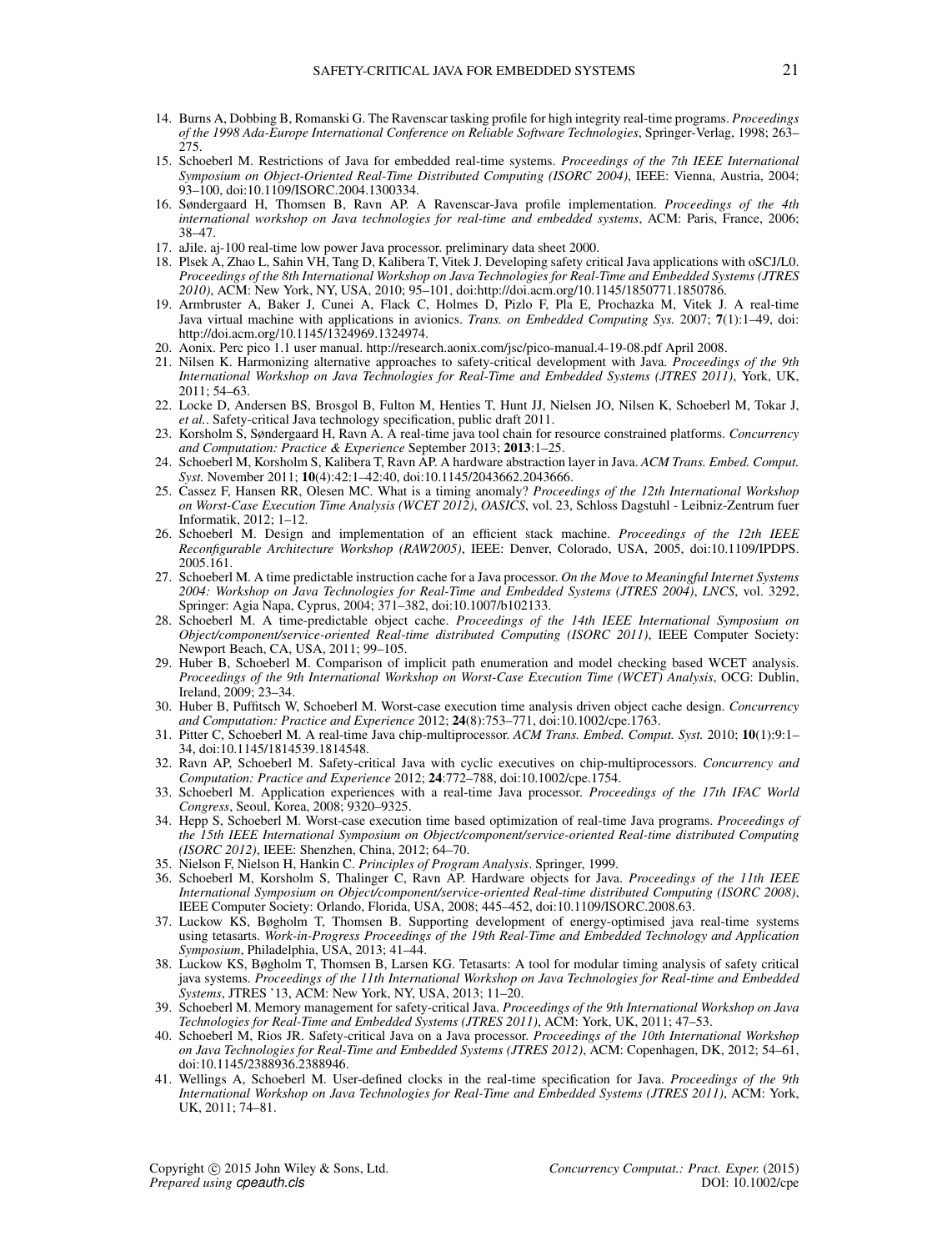14. Burns A, Dobbing B, Romanski G. The Ravenscar tasking profile for high integrity real-time programs. *Proceedings of the 1998 Ada-Europe International Conference on Reliable Software Technologies*, Springer-Verlag, 1998; 263–275.
15. Schoeberl M. Restrictions of Java for embedded real-time systems. *Proceedings of the 7th IEEE International Symposium on Object-Oriented Real-Time Distributed Computing (ISORC 2004)*, IEEE: Vienna, Austria, 2004; 93–100, doi:10.1109/ISORC.2004.1300334.
16. Søndergaard H, Thomsen B, Ravn AP. A Ravenscar-Java profile implementation. *Proceedings of the 4th international workshop on Java technologies for real-time and embedded systems*, ACM: Paris, France, 2006; 38–47.
17. aJile. aj-100 real-time low power Java processor. preliminary data sheet 2000.
18. Plsek A, Zhao L, Sahin VH, Tang D, Kalibera T, Vitek J. Developing safety critical Java applications with oSCJ/L0. *Proceedings of the 8th International Workshop on Java Technologies for Real-Time and Embedded Systems (JTRES 2010)*, ACM: New York, NY, USA, 2010; 95–101, doi:http://doi.acm.org/10.1145/1850771.1850786.
19. Armbruster A, Baker J, Cunei A, Flack C, Holmes D, Pizlo F, Pla E, Prochazka M, Vitek J. A real-time Java virtual machine with applications in avionics. *Trans. on Embedded Computing Sys.* 2007; **7**(1):1–49, doi: http://doi.acm.org/10.1145/1324969.1324974.
20. Aonix. Perc pico 1.1 user manual. http://research.aonix.com/jsc/pico-manual.4-19-08.pdf April 2008.
21. Nilsen K. Harmonizing alternative approaches to safety-critical development with Java. *Proceedings of the 9th International Workshop on Java Technologies for Real-Time and Embedded Systems (JTRES 2011)*, York, UK, 2011; 54–63.
22. Locke D, Andersen BS, Brosgol B, Fulton M, Henties T, Hunt JJ, Nielsen JO, Nilsen K, Schoeberl M, Tokar J, *et al.*. Safety-critical Java technology specification, public draft 2011.
23. Korsholm S, Søndergaard H, Ravn A. A real-time java tool chain for resource constrained platforms. *Concurrency and Computation: Practice & Experience* September 2013; **2013**:1–25.
24. Schoeberl M, Korsholm S, Kalibera T, Ravn AP. A hardware abstraction layer in Java. *ACM Trans. Embed. Comput. Syst.* November 2011; **10**(4):42:1–42:40, doi:10.1145/2043662.2043666.
25. Cassez F, Hansen RR, Olesen MC. What is a timing anomaly? *Proceedings of the 12th International Workshop on Worst-Case Execution Time Analysis (WCET 2012)*, *OASICS*, vol. 23, Schloss Dagstuhl - Leibniz-Zentrum fuer Informatik, 2012; 1–12.
26. Schoeberl M. Design and implementation of an efficient stack machine. *Proceedings of the 12th IEEE Reconfigurable Architecture Workshop (RAW2005)*, IEEE: Denver, Colorado, USA, 2005, doi:10.1109/IPDPS.2005.161.
27. Schoeberl M. A time predictable instruction cache for a Java processor. *On the Move to Meaningful Internet Systems 2004: Workshop on Java Technologies for Real-Time and Embedded Systems (JTRES 2004)*, *LNCS*, vol. 3292, Springer: Agia Napa, Cyprus, 2004; 371–382, doi:10.1007/b102133.
28. Schoeberl M. A time-predictable object cache. *Proceedings of the 14th IEEE International Symposium on Object/component/service-oriented Real-time distributed Computing (ISORC 2011)*, IEEE Computer Society: Newport Beach, CA, USA, 2011; 99–105.
29. Huber B, Schoeberl M. Comparison of implicit path enumeration and model checking based WCET analysis. *Proceedings of the 9th International Workshop on Worst-Case Execution Time (WCET) Analysis*, OCG: Dublin, Ireland, 2009; 23–34.
30. Huber B, Puffitsch W, Schoeberl M. Worst-case execution time analysis driven object cache design. *Concurrency and Computation: Practice and Experience* 2012; **24**(8):753–771, doi:10.1002/cpe.1763.
31. Pitter C, Schoeberl M. A real-time Java chip-multiprocessor. *ACM Trans. Embed. Comput. Syst.* 2010; **10**(1):9:1–34, doi:10.1145/1814539.1814548.
32. Ravn AP, Schoeberl M. Safety-critical Java with cyclic executives on chip-multiprocessors. *Concurrency and Computation: Practice and Experience* 2012; **24**:772–788, doi:10.1002/cpe.1754.
33. Schoeberl M. Application experiences with a real-time Java processor. *Proceedings of the 17th IFAC World Congress*, Seoul, Korea, 2008; 9320–9325.
34. Hepp S, Schoeberl M. Worst-case execution time based optimization of real-time Java programs. *Proceedings of the 15th IEEE International Symposium on Object/component/service-oriented Real-time distributed Computing (ISORC 2012)*, IEEE: Shenzhen, China, 2012; 64–70.
35. Nielson F, Nielson H, Hankin C. *Principles of Program Analysis*. Springer, 1999.
36. Schoeberl M, Korsholm S, Thalinger C, Ravn AP. Hardware objects for Java. *Proceedings of the 11th IEEE International Symposium on Object/component/service-oriented Real-time distributed Computing (ISORC 2008)*, IEEE Computer Society: Orlando, Florida, USA, 2008; 445–452, doi:10.1109/ISORC.2008.63.
37. Luckow KS, Bøgholm T, Thomsen B. Supporting development of energy-optimised java real-time systems using tetasarts. *Work-in-Progress Proceedings of the 19th Real-Time and Embedded Technology and Application Symposium*, Philadelphia, USA, 2013; 41–44.
38. Luckow KS, Bøgholm T, Thomsen B, Larsen KG. Tetasarts: A tool for modular timing analysis of safety critical java systems. *Proceedings of the 11th International Workshop on Java Technologies for Real-time and Embedded Systems*, JTRES '13, ACM: New York, NY, USA, 2013; 11–20.
39. Schoeberl M. Memory management for safety-critical Java. *Proceedings of the 9th International Workshop on Java Technologies for Real-Time and Embedded Systems (JTRES 2011)*, ACM: York, UK, 2011; 47–53.
40. Schoeberl M, Rios JR. Safety-critical Java on a Java processor. *Proceedings of the 10th International Workshop on Java Technologies for Real-Time and Embedded Systems (JTRES 2012)*, ACM: Copenhagen, DK, 2012; 54–61, doi:10.1145/2388936.2388946.
41. Wellings A, Schoeberl M. User-defined clocks in the real-time specification for Java. *Proceedings of the 9th International Workshop on Java Technologies for Real-Time and Embedded Systems (JTRES 2011)*, ACM: York, UK, 2011; 74–81.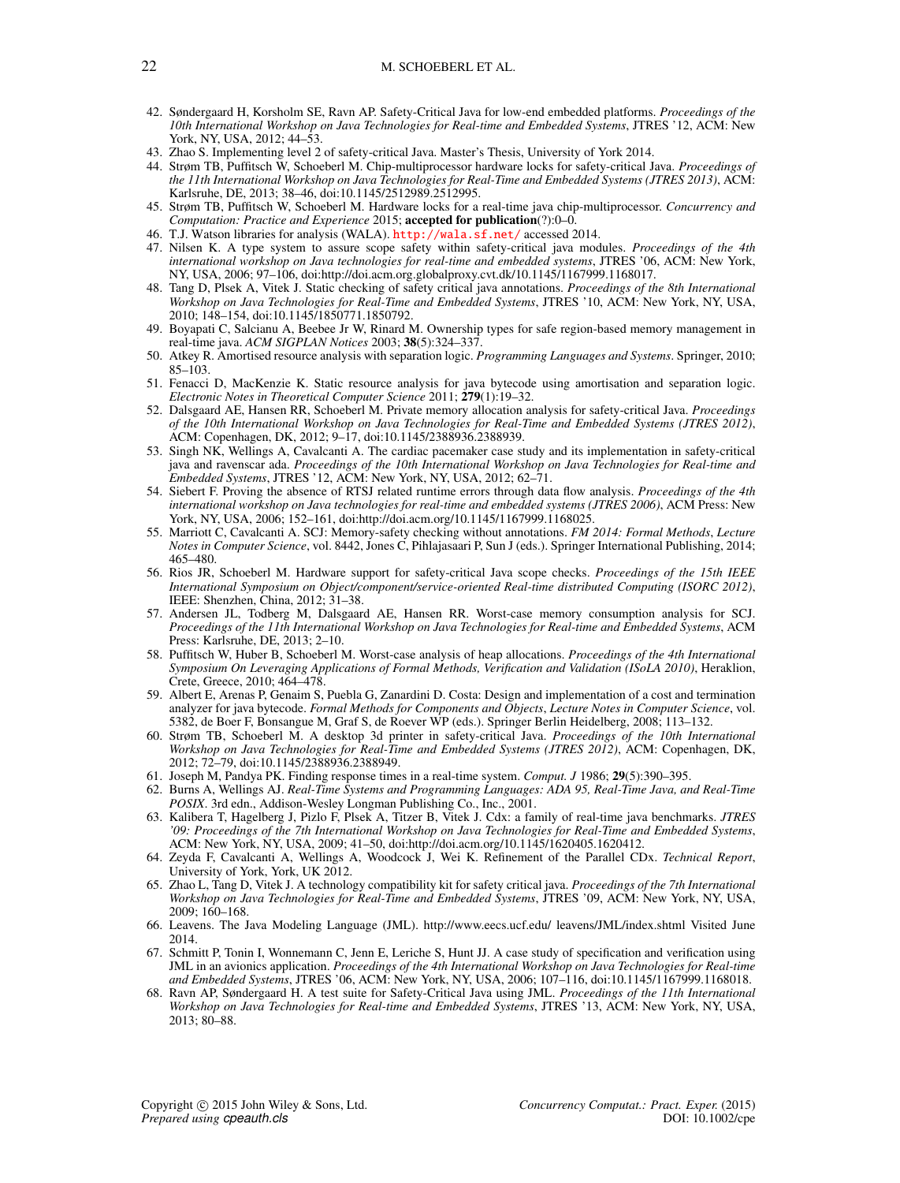42. Søndergaard H, Korsholm SE, Ravn AP. Safety-Critical Java for low-end embedded platforms. *Proceedings of the 10th International Workshop on Java Technologies for Real-time and Embedded Systems*, JTRES '12, ACM: New York, NY, USA, 2012; 44–53.
43. Zhao S. Implementing level 2 of safety-critical Java. Master's Thesis, University of York 2014.
44. Strøm TB, Puffitsch W, Schoeberl M. Chip-multiprocessor hardware locks for safety-critical Java. *Proceedings of the 11th International Workshop on Java Technologies for Real-Time and Embedded Systems (JTRES 2013)*, ACM: Karlsruhe, DE, 2013; 38–46, doi:10.1145/2512989.2512995.
45. Strøm TB, Puffitsch W, Schoeberl M. Hardware locks for a real-time java chip-multiprocessor. *Concurrency and Computation: Practice and Experience* 2015; **accepted for publication**(?):0–0.
46. T.J. Watson libraries for analysis (WALA). http://wala.sf.net/ accessed 2014.
47. Nilsen K. A type system to assure scope safety within safety-critical java modules. *Proceedings of the 4th international workshop on Java technologies for real-time and embedded systems*, JTRES '06, ACM: New York, NY, USA, 2006; 97–106, doi:http://doi.acm.org.globalproxy.cvt.dk/10.1145/1167999.1168017.
48. Tang D, Plsek A, Vitek J. Static checking of safety critical java annotations. *Proceedings of the 8th International Workshop on Java Technologies for Real-Time and Embedded Systems*, JTRES '10, ACM: New York, NY, USA, 2010; 148–154, doi:10.1145/1850771.1850792.
49. Boyapati C, Salcianu A, Beebee Jr W, Rinard M. Ownership types for safe region-based memory management in real-time java. *ACM SIGPLAN Notices* 2003; **38**(5):324–337.
50. Atkey R. Amortised resource analysis with separation logic. *Programming Languages and Systems*. Springer, 2010; 85–103.
51. Fenacci D, MacKenzie K. Static resource analysis for java bytecode using amortisation and separation logic. *Electronic Notes in Theoretical Computer Science* 2011; **279**(1):19–32.
52. Dalsgaard AE, Hansen RR, Schoeberl M. Private memory allocation analysis for safety-critical Java. *Proceedings of the 10th International Workshop on Java Technologies for Real-Time and Embedded Systems (JTRES 2012)*, ACM: Copenhagen, DK, 2012; 9–17, doi:10.1145/2388936.2388939.
53. Singh NK, Wellings A, Cavalcanti A. The cardiac pacemaker case study and its implementation in safety-critical java and ravenscar ada. *Proceedings of the 10th International Workshop on Java Technologies for Real-time and Embedded Systems*, JTRES '12, ACM: New York, NY, USA, 2012; 62–71.
54. Siebert F. Proving the absence of RTSJ related runtime errors through data flow analysis. *Proceedings of the 4th international workshop on Java technologies for real-time and embedded systems (JTRES 2006)*, ACM Press: New York, NY, USA, 2006; 152–161, doi:http://doi.acm.org/10.1145/1167999.1168025.
55. Marriott C, Cavalcanti A. SCJ: Memory-safety checking without annotations. *FM 2014: Formal Methods*, *Lecture Notes in Computer Science*, vol. 8442, Jones C, Pihlajasaari P, Sun J (eds.). Springer International Publishing, 2014; 465–480.
56. Rios JR, Schoeberl M. Hardware support for safety-critical Java scope checks. *Proceedings of the 15th IEEE International Symposium on Object/component/service-oriented Real-time distributed Computing (ISORC 2012)*, IEEE: Shenzhen, China, 2012; 31–38.
57. Andersen JL, Todberg M, Dalsgaard AE, Hansen RR. Worst-case memory consumption analysis for SCJ. *Proceedings of the 11th International Workshop on Java Technologies for Real-time and Embedded Systems*, ACM Press: Karlsruhe, DE, 2013; 2–10.
58. Puffitsch W, Huber B, Schoeberl M. Worst-case analysis of heap allocations. *Proceedings of the 4th International Symposium On Leveraging Applications of Formal Methods, Verification and Validation (ISoLA 2010)*, Heraklion, Crete, Greece, 2010; 464–478.
59. Albert E, Arenas P, Genaim S, Puebla G, Zanardini D. Costa: Design and implementation of a cost and termination analyzer for java bytecode. *Formal Methods for Components and Objects*, *Lecture Notes in Computer Science*, vol. 5382, de Boer F, Bonsangue M, Graf S, de Roever WP (eds.). Springer Berlin Heidelberg, 2008; 113–132.
60. Strøm TB, Schoeberl M. A desktop 3d printer in safety-critical Java. *Proceedings of the 10th International Workshop on Java Technologies for Real-Time and Embedded Systems (JTRES 2012)*, ACM: Copenhagen, DK, 2012; 72–79, doi:10.1145/2388936.2388949.
61. Joseph M, Pandya PK. Finding response times in a real-time system. *Comput. J* 1986; **29**(5):390–395.
62. Burns A, Wellings AJ. *Real-Time Systems and Programming Languages: ADA 95, Real-Time Java, and Real-Time POSIX*. 3rd edn., Addison-Wesley Longman Publishing Co., Inc., 2001.
63. Kalibera T, Hagelberg J, Pizlo F, Plsek A, Titzer B, Vitek J. Cdx: a family of real-time java benchmarks. *JTRES '09: Proceedings of the 7th International Workshop on Java Technologies for Real-Time and Embedded Systems*, ACM: New York, NY, USA, 2009; 41–50, doi:http://doi.acm.org/10.1145/1620405.1620412.
64. Zeyda F, Cavalcanti A, Wellings A, Woodcock J, Wei K. Refinement of the Parallel CDx. *Technical Report*, University of York, York, UK 2012.
65. Zhao L, Tang D, Vitek J. A technology compatibility kit for safety critical java. *Proceedings of the 7th International Workshop on Java Technologies for Real-Time and Embedded Systems*, JTRES '09, ACM: New York, NY, USA, 2009; 160–168.
66. Leavens. The Java Modeling Language (JML). http://www.eecs.ucf.edu/ leavens/JML/index.shtml Visited June 2014.
67. Schmitt P, Tonin I, Wonnemann C, Jenn E, Leriche S, Hunt JJ. A case study of specification and verification using JML in an avionics application. *Proceedings of the 4th International Workshop on Java Technologies for Real-time and Embedded Systems*, JTRES '06, ACM: New York, NY, USA, 2006; 107–116, doi:10.1145/1167999.1168018.
68. Ravn AP, Søndergaard H. A test suite for Safety-Critical Java using JML. *Proceedings of the 11th International Workshop on Java Technologies for Real-time and Embedded Systems*, JTRES '13, ACM: New York, NY, USA, 2013; 80–88.